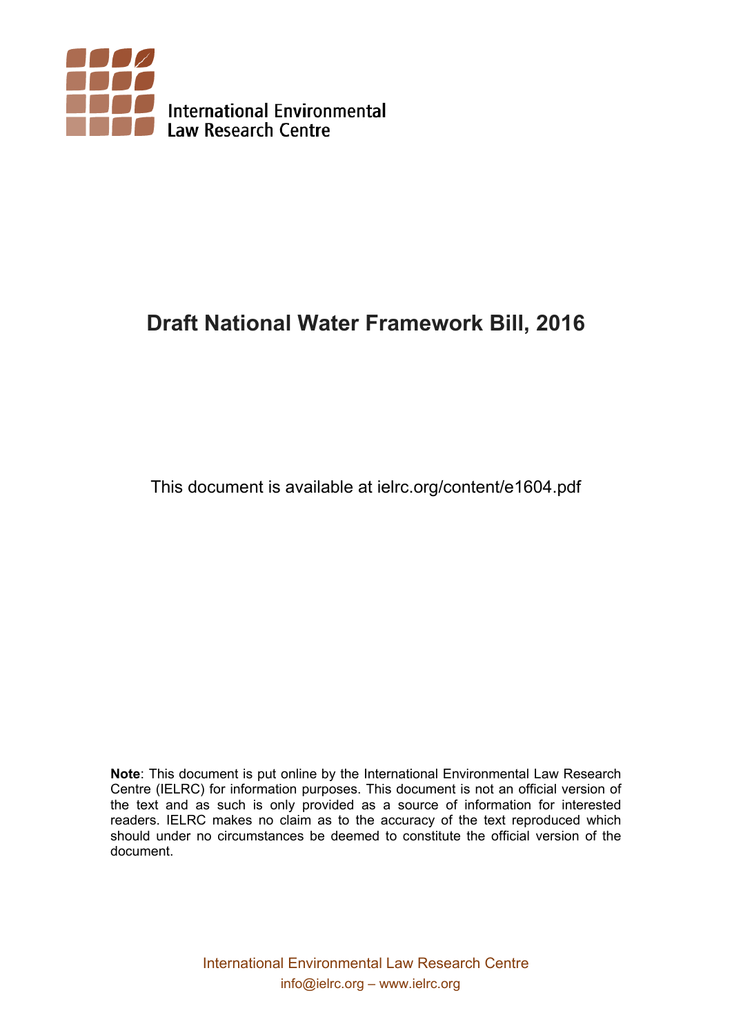International Environmental Law Research Centre

# Draft National Water Framework Bill, 2016

This document is available at ielrc.org/content/e1604.pdf

**Note**: This document is put online by the International Environmental Law Research Centre (IELRC) for information purposes. This document is not an official version of the text and as such is only provided as a source of information for interested readers. IELRC makes no claim as to the accuracy of the text reproduced which should under no circumstances be deemed to constitute the official version of the document.

International Environmental Law Research Centre
info@ielrc.org – www.ielrc.org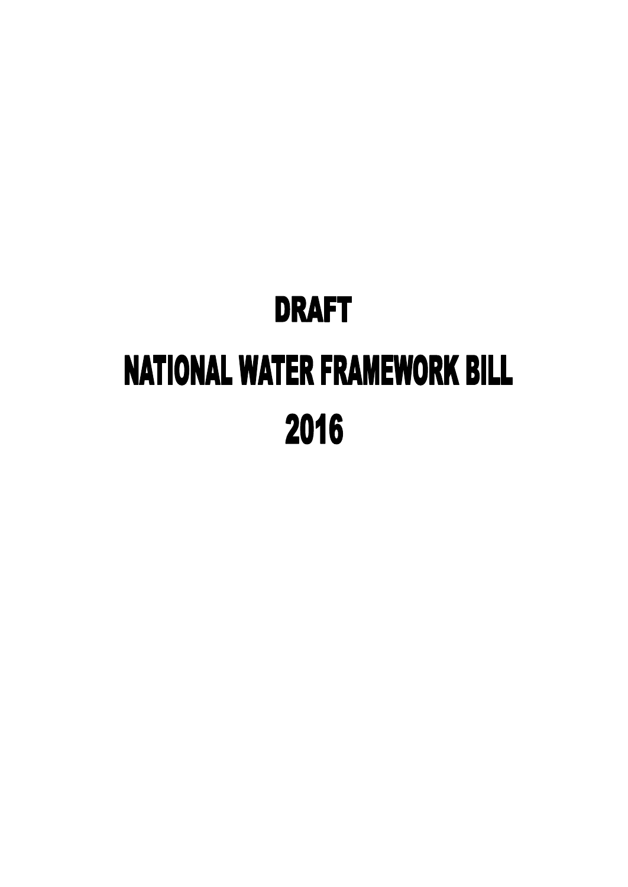# DRAFT

# NATIONAL WATER FRAMEWORK BILL

# 2016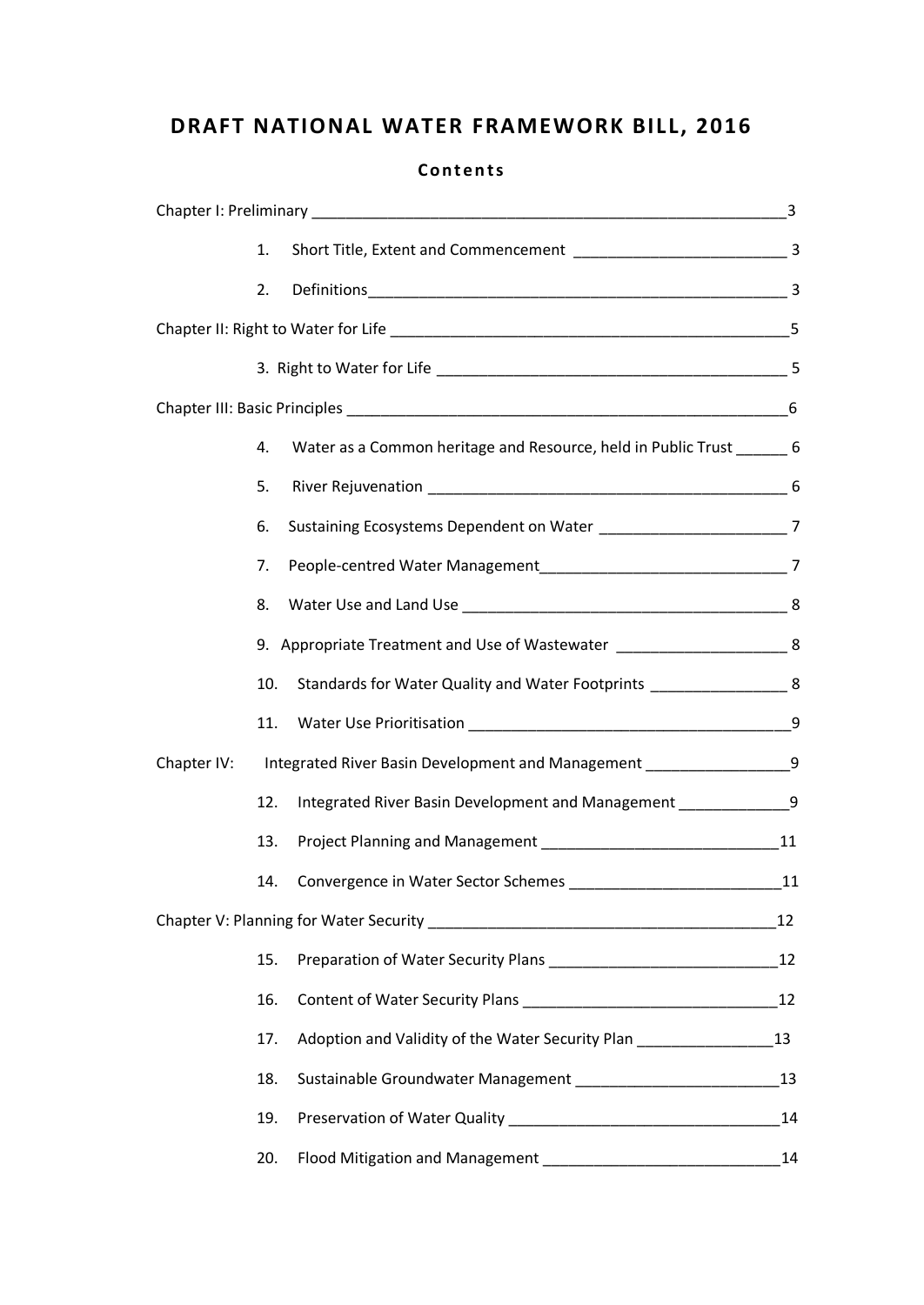# DRAFT NATIONAL WATER FRAMEWORK BILL, 2016

## Contents

Chapter I: Preliminary ____________________________________________________________3

1. Short Title, Extent and Commencement _________________________ 3
2. Definitions_________________________________________________ 3

Chapter II: Right to Water for Life _________________________________________________5

3. Right to Water for Life __________________________________________ 5

Chapter III: Basic Principles ______________________________________________________6

4. Water as a Common heritage and Resource, held in Public Trust ______ 6
5. River Rejuvenation ____________________________________________ 6
6. Sustaining Ecosystems Dependent on Water ______________________ 7
7. People-centred Water Management____________________________ 7
8. Water Use and Land Use _______________________________________ 8
9. Appropriate Treatment and Use of Wastewater ___________________ 8
10. Standards for Water Quality and Water Footprints _______________ 8
11. Water Use Prioritisation _____________________________________9

Chapter IV: Integrated River Basin Development and Management _________________9

12. Integrated River Basin Development and Management ____________9
13. Project Planning and Management ___________________________11
14. Convergence in Water Sector Schemes ________________________11

Chapter V: Planning for Water Security ________________________________________12

15. Preparation of Water Security Plans ___________________________12
16. Content of Water Security Plans _______________________________12
17. Adoption and Validity of the Water Security Plan _______________13
18. Sustainable Groundwater Management ________________________13
19. Preservation of Water Quality _________________________________14
20. Flood Mitigation and Management ____________________________14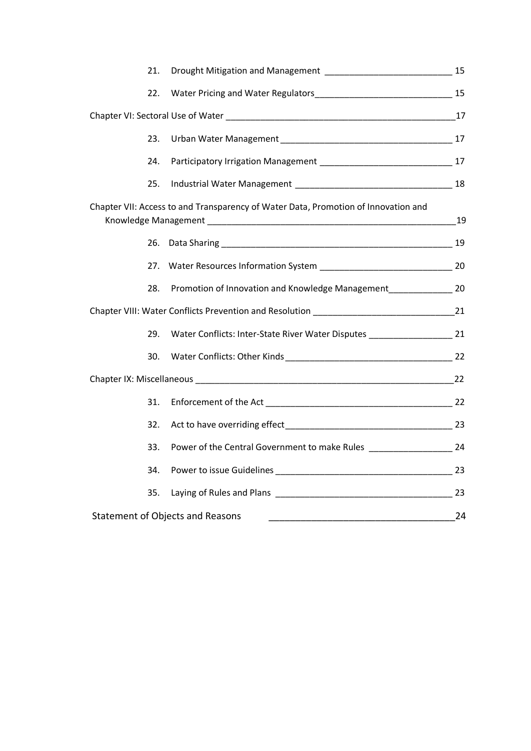21. Drought Mitigation and Management ______________________________ 15

22. Water Pricing and Water Regulators______________________________ 15

Chapter VI: Sectoral Use of Water ___________________________________________________17

23. Urban Water Management ____________________________________ 17

24. Participatory Irrigation Management ____________________________ 17

25. Industrial Water Management _________________________________ 18

Chapter VII: Access to and Transparency of Water Data, Promotion of Innovation and Knowledge Management ______________________________________________________19

26. Data Sharing _______________________________________________ 19

27. Water Resources Information System ____________________________ 20

28. Promotion of Innovation and Knowledge Management_____________ 20

Chapter VIII: Water Conflicts Prevention and Resolution ______________________________21

29. Water Conflicts: Inter-State River Water Disputes _________________ 21

30. Water Conflicts: Other Kinds___________________________________ 22

Chapter IX: Miscellaneous ________________________________________________________22

31. Enforcement of the Act _______________________________________ 22

32. Act to have overriding effect___________________________________ 23

33. Power of the Central Government to make Rules _________________ 24

34. Power to issue Guidelines _____________________________________ 23

35. Laying of Rules and Plans _____________________________________ 23

Statement of Objects and Reasons _____________________________________24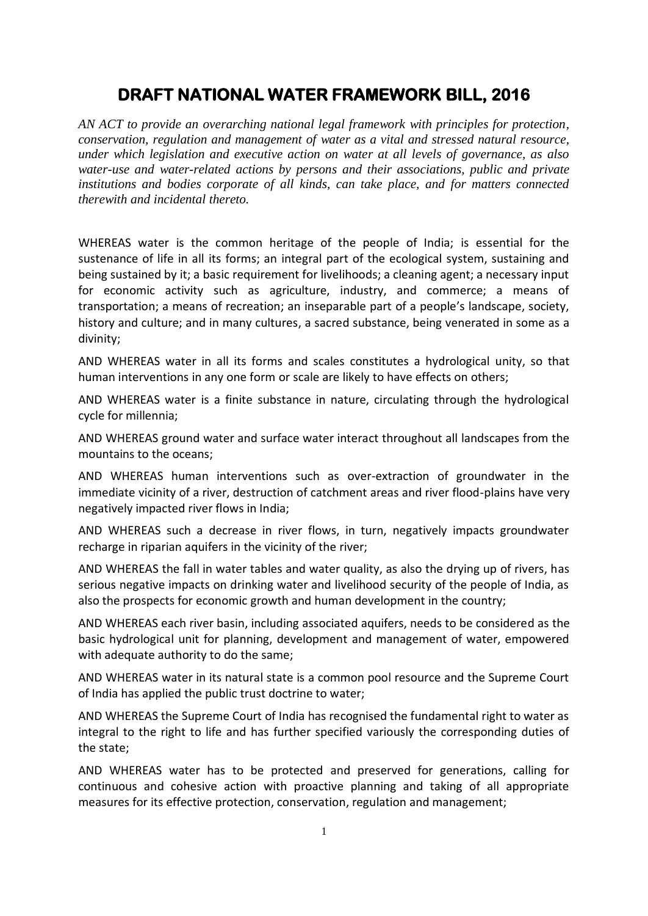# DRAFT NATIONAL WATER FRAMEWORK BILL, 2016

*AN ACT to provide an overarching national legal framework with principles for protection, conservation, regulation and management of water as a vital and stressed natural resource, under which legislation and executive action on water at all levels of governance, as also water-use and water-related actions by persons and their associations, public and private institutions and bodies corporate of all kinds, can take place, and for matters connected therewith and incidental thereto.*

WHEREAS water is the common heritage of the people of India; is essential for the sustenance of life in all its forms; an integral part of the ecological system, sustaining and being sustained by it; a basic requirement for livelihoods; a cleaning agent; a necessary input for economic activity such as agriculture, industry, and commerce; a means of transportation; a means of recreation; an inseparable part of a people's landscape, society, history and culture; and in many cultures, a sacred substance, being venerated in some as a divinity;

AND WHEREAS water in all its forms and scales constitutes a hydrological unity, so that human interventions in any one form or scale are likely to have effects on others;

AND WHEREAS water is a finite substance in nature, circulating through the hydrological cycle for millennia;

AND WHEREAS ground water and surface water interact throughout all landscapes from the mountains to the oceans;

AND WHEREAS human interventions such as over-extraction of groundwater in the immediate vicinity of a river, destruction of catchment areas and river flood-plains have very negatively impacted river flows in India;

AND WHEREAS such a decrease in river flows, in turn, negatively impacts groundwater recharge in riparian aquifers in the vicinity of the river;

AND WHEREAS the fall in water tables and water quality, as also the drying up of rivers, has serious negative impacts on drinking water and livelihood security of the people of India, as also the prospects for economic growth and human development in the country;

AND WHEREAS each river basin, including associated aquifers, needs to be considered as the basic hydrological unit for planning, development and management of water, empowered with adequate authority to do the same;

AND WHEREAS water in its natural state is a common pool resource and the Supreme Court of India has applied the public trust doctrine to water;

AND WHEREAS the Supreme Court of India has recognised the fundamental right to water as integral to the right to life and has further specified variously the corresponding duties of the state;

AND WHEREAS water has to be protected and preserved for generations, calling for continuous and cohesive action with proactive planning and taking of all appropriate measures for its effective protection, conservation, regulation and management;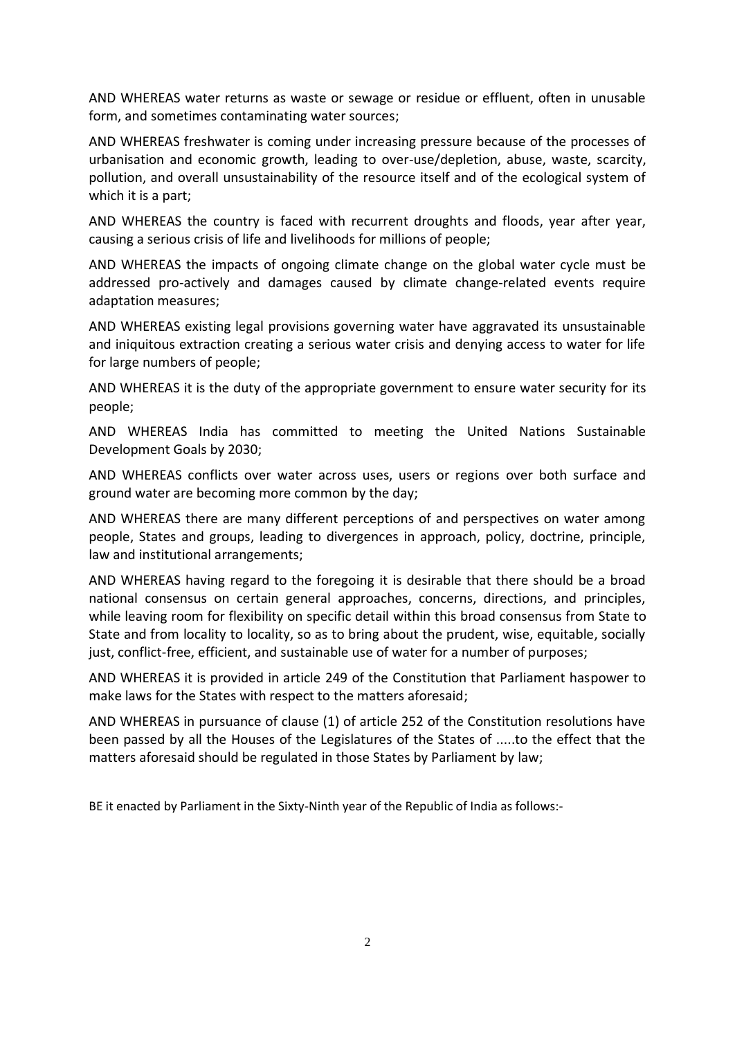AND WHEREAS water returns as waste or sewage or residue or effluent, often in unusable form, and sometimes contaminating water sources;

AND WHEREAS freshwater is coming under increasing pressure because of the processes of urbanisation and economic growth, leading to over-use/depletion, abuse, waste, scarcity, pollution, and overall unsustainability of the resource itself and of the ecological system of which it is a part;

AND WHEREAS the country is faced with recurrent droughts and floods, year after year, causing a serious crisis of life and livelihoods for millions of people;

AND WHEREAS the impacts of ongoing climate change on the global water cycle must be addressed pro-actively and damages caused by climate change-related events require adaptation measures;

AND WHEREAS existing legal provisions governing water have aggravated its unsustainable and iniquitous extraction creating a serious water crisis and denying access to water for life for large numbers of people;

AND WHEREAS it is the duty of the appropriate government to ensure water security for its people;

AND WHEREAS India has committed to meeting the United Nations Sustainable Development Goals by 2030;

AND WHEREAS conflicts over water across uses, users or regions over both surface and ground water are becoming more common by the day;

AND WHEREAS there are many different perceptions of and perspectives on water among people, States and groups, leading to divergences in approach, policy, doctrine, principle, law and institutional arrangements;

AND WHEREAS having regard to the foregoing it is desirable that there should be a broad national consensus on certain general approaches, concerns, directions, and principles, while leaving room for flexibility on specific detail within this broad consensus from State to State and from locality to locality, so as to bring about the prudent, wise, equitable, socially just, conflict-free, efficient, and sustainable use of water for a number of purposes;

AND WHEREAS it is provided in article 249 of the Constitution that Parliament haspower to make laws for the States with respect to the matters aforesaid;

AND WHEREAS in pursuance of clause (1) of article 252 of the Constitution resolutions have been passed by all the Houses of the Legislatures of the States of .....to the effect that the matters aforesaid should be regulated in those States by Parliament by law;

BE it enacted by Parliament in the Sixty-Ninth year of the Republic of India as follows:-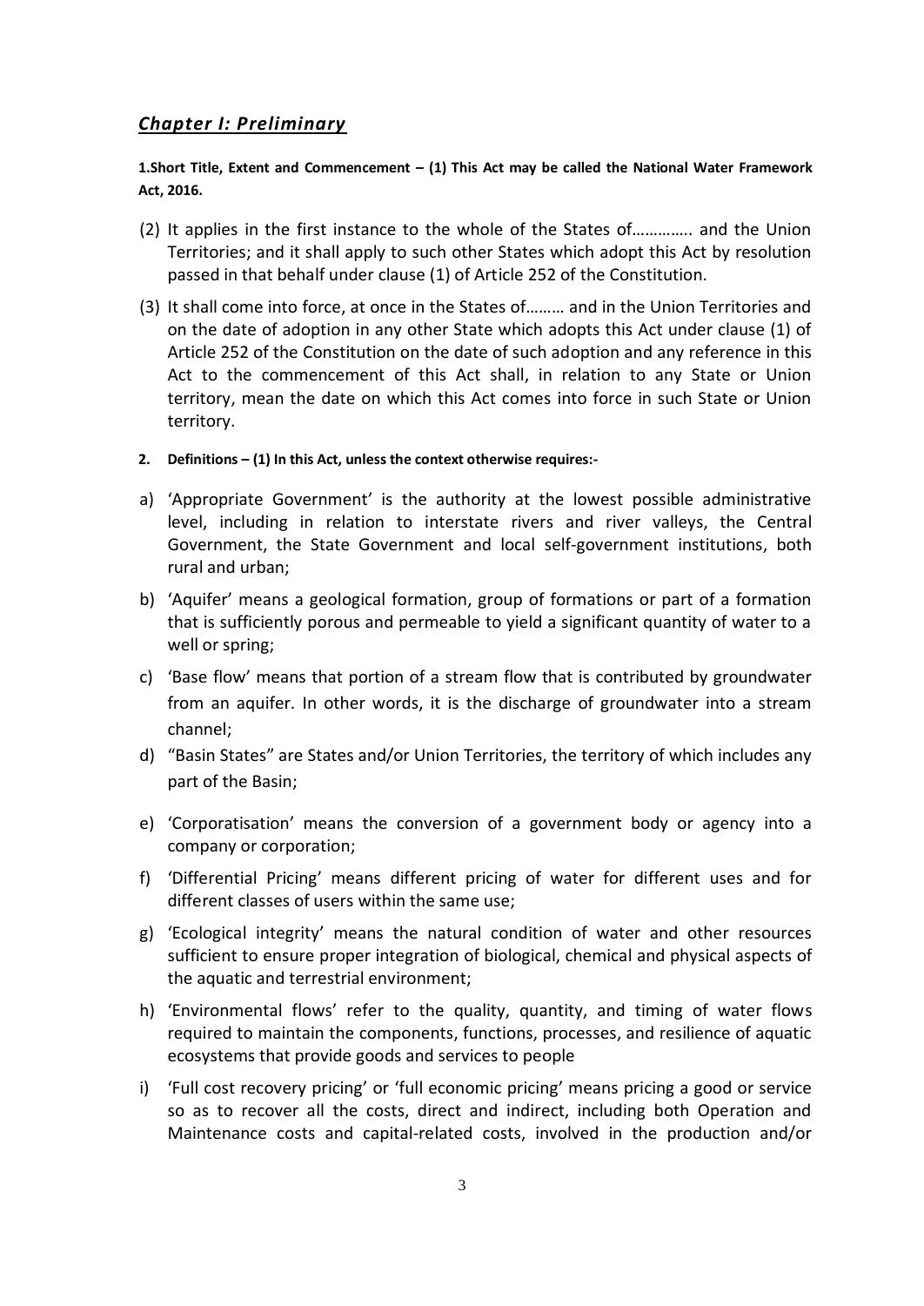## *Chapter I: Preliminary*

**1.Short Title, Extent and Commencement – (1) This Act may be called the National Water Framework Act, 2016.**

(2) It applies in the first instance to the whole of the States of………….. and the Union Territories; and it shall apply to such other States which adopt this Act by resolution passed in that behalf under clause (1) of Article 252 of the Constitution.

(3) It shall come into force, at once in the States of……… and in the Union Territories and on the date of adoption in any other State which adopts this Act under clause (1) of Article 252 of the Constitution on the date of such adoption and any reference in this Act to the commencement of this Act shall, in relation to any State or Union territory, mean the date on which this Act comes into force in such State or Union territory.

**2. Definitions – (1) In this Act, unless the context otherwise requires:-**

a) 'Appropriate Government' is the authority at the lowest possible administrative level, including in relation to interstate rivers and river valleys, the Central Government, the State Government and local self-government institutions, both rural and urban;

b) 'Aquifer' means a geological formation, group of formations or part of a formation that is sufficiently porous and permeable to yield a significant quantity of water to a well or spring;

c) 'Base flow' means that portion of a stream flow that is contributed by groundwater from an aquifer. In other words, it is the discharge of groundwater into a stream channel;

d) "Basin States" are States and/or Union Territories, the territory of which includes any part of the Basin;

e) 'Corporatisation' means the conversion of a government body or agency into a company or corporation;

f) 'Differential Pricing' means different pricing of water for different uses and for different classes of users within the same use;

g) 'Ecological integrity' means the natural condition of water and other resources sufficient to ensure proper integration of biological, chemical and physical aspects of the aquatic and terrestrial environment;

h) 'Environmental flows' refer to the quality, quantity, and timing of water flows required to maintain the components, functions, processes, and resilience of aquatic ecosystems that provide goods and services to people

i) 'Full cost recovery pricing' or 'full economic pricing' means pricing a good or service so as to recover all the costs, direct and indirect, including both Operation and Maintenance costs and capital-related costs, involved in the production and/or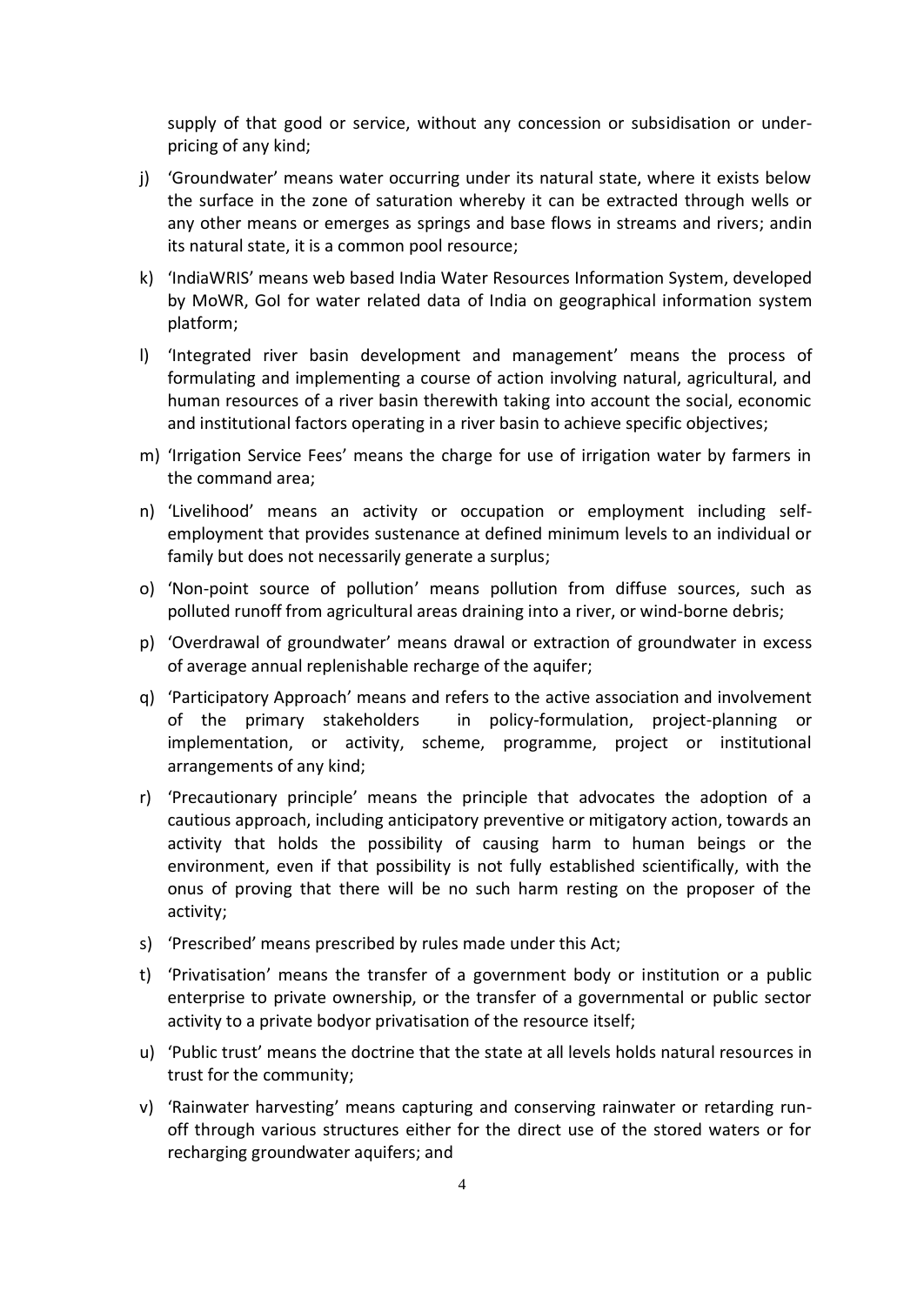supply of that good or service, without any concession or subsidisation or under-pricing of any kind;

j) 'Groundwater' means water occurring under its natural state, where it exists below the surface in the zone of saturation whereby it can be extracted through wells or any other means or emerges as springs and base flows in streams and rivers; andin its natural state, it is a common pool resource;

k) 'IndiaWRIS' means web based India Water Resources Information System, developed by MoWR, GoI for water related data of India on geographical information system platform;

l) 'Integrated river basin development and management' means the process of formulating and implementing a course of action involving natural, agricultural, and human resources of a river basin therewith taking into account the social, economic and institutional factors operating in a river basin to achieve specific objectives;

m) 'Irrigation Service Fees' means the charge for use of irrigation water by farmers in the command area;

n) 'Livelihood' means an activity or occupation or employment including self-employment that provides sustenance at defined minimum levels to an individual or family but does not necessarily generate a surplus;

o) 'Non-point source of pollution' means pollution from diffuse sources, such as polluted runoff from agricultural areas draining into a river, or wind-borne debris;

p) 'Overdrawal of groundwater' means drawal or extraction of groundwater in excess of average annual replenishable recharge of the aquifer;

q) 'Participatory Approach' means and refers to the active association and involvement of the primary stakeholders in policy-formulation, project-planning or implementation, or activity, scheme, programme, project or institutional arrangements of any kind;

r) 'Precautionary principle' means the principle that advocates the adoption of a cautious approach, including anticipatory preventive or mitigatory action, towards an activity that holds the possibility of causing harm to human beings or the environment, even if that possibility is not fully established scientifically, with the onus of proving that there will be no such harm resting on the proposer of the activity;

s) 'Prescribed' means prescribed by rules made under this Act;

t) 'Privatisation' means the transfer of a government body or institution or a public enterprise to private ownership, or the transfer of a governmental or public sector activity to a private bodyor privatisation of the resource itself;

u) 'Public trust' means the doctrine that the state at all levels holds natural resources in trust for the community;

v) 'Rainwater harvesting' means capturing and conserving rainwater or retarding run-off through various structures either for the direct use of the stored waters or for recharging groundwater aquifers; and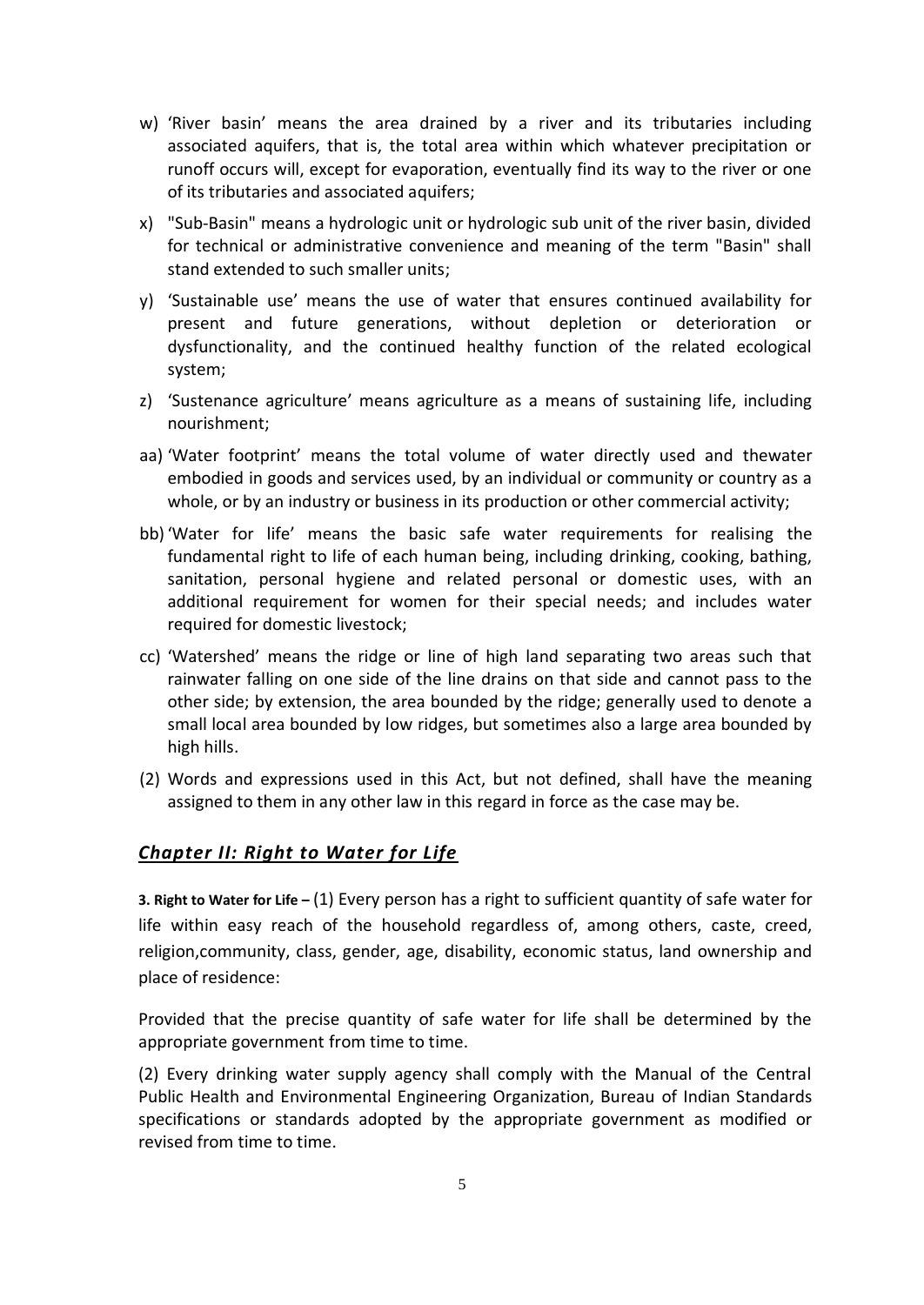w) 'River basin' means the area drained by a river and its tributaries including associated aquifers, that is, the total area within which whatever precipitation or runoff occurs will, except for evaporation, eventually find its way to the river or one of its tributaries and associated aquifers;

x) "Sub-Basin" means a hydrologic unit or hydrologic sub unit of the river basin, divided for technical or administrative convenience and meaning of the term "Basin" shall stand extended to such smaller units;

y) 'Sustainable use' means the use of water that ensures continued availability for present and future generations, without depletion or deterioration or dysfunctionality, and the continued healthy function of the related ecological system;

z) 'Sustenance agriculture' means agriculture as a means of sustaining life, including nourishment;

aa) 'Water footprint' means the total volume of water directly used and thewater embodied in goods and services used, by an individual or community or country as a whole, or by an industry or business in its production or other commercial activity;

bb) 'Water for life' means the basic safe water requirements for realising the fundamental right to life of each human being, including drinking, cooking, bathing, sanitation, personal hygiene and related personal or domestic uses, with an additional requirement for women for their special needs; and includes water required for domestic livestock;

cc) 'Watershed' means the ridge or line of high land separating two areas such that rainwater falling on one side of the line drains on that side and cannot pass to the other side; by extension, the area bounded by the ridge; generally used to denote a small local area bounded by low ridges, but sometimes also a large area bounded by high hills.

(2) Words and expressions used in this Act, but not defined, shall have the meaning assigned to them in any other law in this regard in force as the case may be.

## ***Chapter II: Right to Water for Life***

**3. Right to Water for Life –** (1) Every person has a right to sufficient quantity of safe water for life within easy reach of the household regardless of, among others, caste, creed, religion,community, class, gender, age, disability, economic status, land ownership and place of residence:

Provided that the precise quantity of safe water for life shall be determined by the appropriate government from time to time.

(2) Every drinking water supply agency shall comply with the Manual of the Central Public Health and Environmental Engineering Organization, Bureau of Indian Standards specifications or standards adopted by the appropriate government as modified or revised from time to time.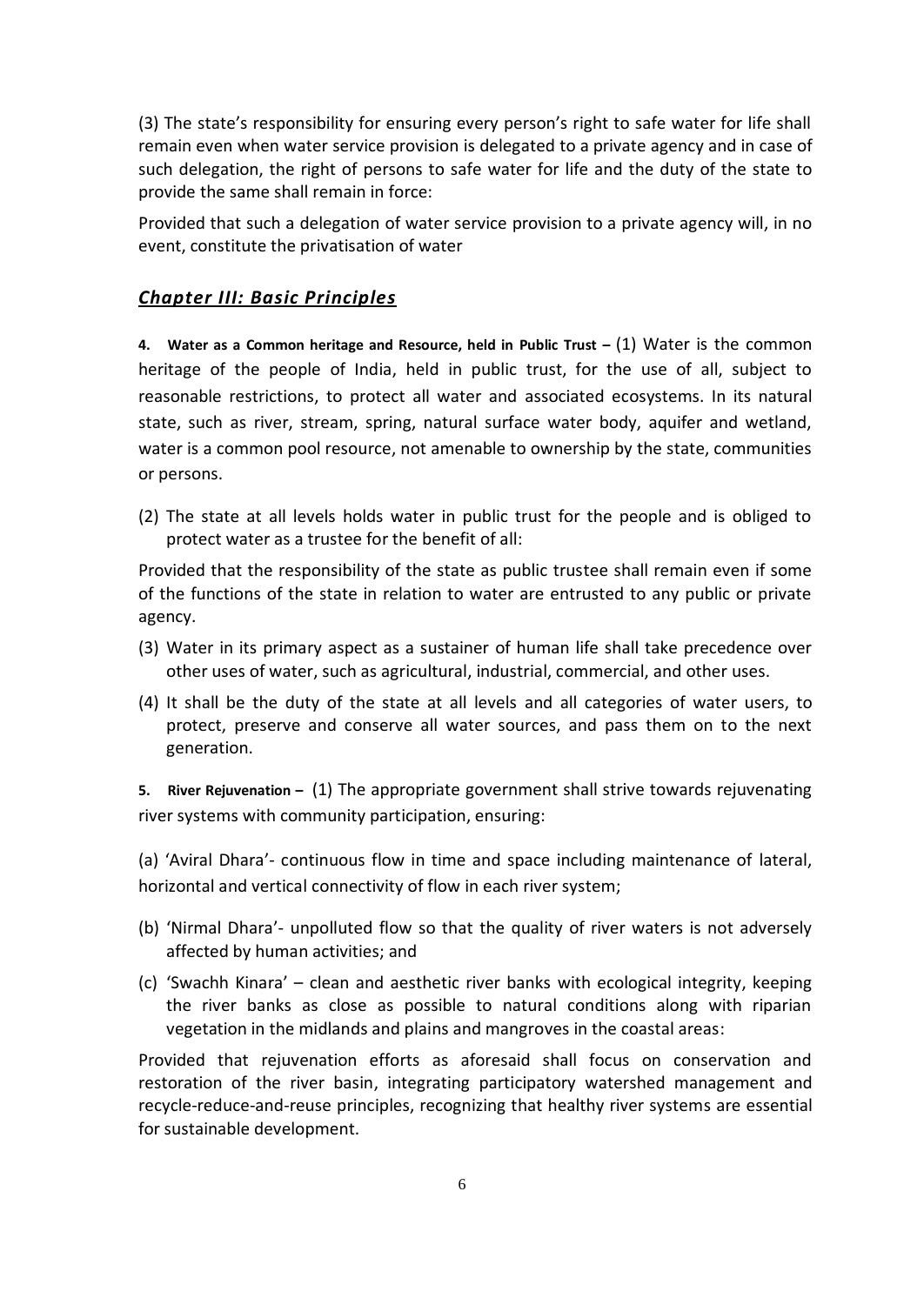(3) The state's responsibility for ensuring every person's right to safe water for life shall remain even when water service provision is delegated to a private agency and in case of such delegation, the right of persons to safe water for life and the duty of the state to provide the same shall remain in force:

Provided that such a delegation of water service provision to a private agency will, in no event, constitute the privatisation of water

## *Chapter III: Basic Principles*

**4. Water as a Common heritage and Resource, held in Public Trust –** (1) Water is the common heritage of the people of India, held in public trust, for the use of all, subject to reasonable restrictions, to protect all water and associated ecosystems. In its natural state, such as river, stream, spring, natural surface water body, aquifer and wetland, water is a common pool resource, not amenable to ownership by the state, communities or persons.

(2) The state at all levels holds water in public trust for the people and is obliged to protect water as a trustee for the benefit of all:

Provided that the responsibility of the state as public trustee shall remain even if some of the functions of the state in relation to water are entrusted to any public or private agency.

(3) Water in its primary aspect as a sustainer of human life shall take precedence over other uses of water, such as agricultural, industrial, commercial, and other uses.

(4) It shall be the duty of the state at all levels and all categories of water users, to protect, preserve and conserve all water sources, and pass them on to the next generation.

**5. River Rejuvenation –** (1) The appropriate government shall strive towards rejuvenating river systems with community participation, ensuring:

(a) 'Aviral Dhara'- continuous flow in time and space including maintenance of lateral, horizontal and vertical connectivity of flow in each river system;

(b) 'Nirmal Dhara'- unpolluted flow so that the quality of river waters is not adversely affected by human activities; and

(c) 'Swachh Kinara' – clean and aesthetic river banks with ecological integrity, keeping the river banks as close as possible to natural conditions along with riparian vegetation in the midlands and plains and mangroves in the coastal areas:

Provided that rejuvenation efforts as aforesaid shall focus on conservation and restoration of the river basin, integrating participatory watershed management and recycle-reduce-and-reuse principles, recognizing that healthy river systems are essential for sustainable development.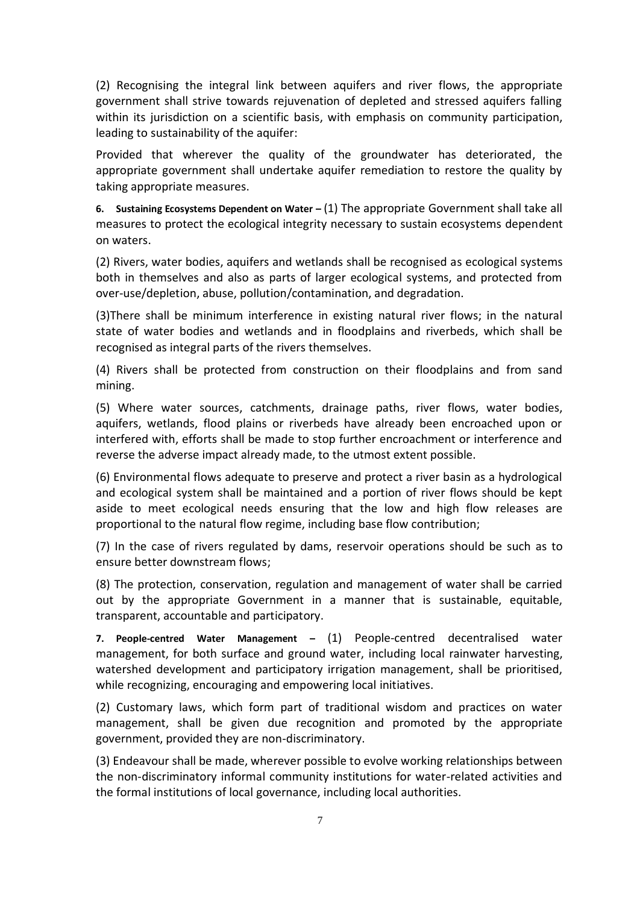(2) Recognising the integral link between aquifers and river flows, the appropriate government shall strive towards rejuvenation of depleted and stressed aquifers falling within its jurisdiction on a scientific basis, with emphasis on community participation, leading to sustainability of the aquifer:

Provided that wherever the quality of the groundwater has deteriorated, the appropriate government shall undertake aquifer remediation to restore the quality by taking appropriate measures.

**6. Sustaining Ecosystems Dependent on Water –** (1) The appropriate Government shall take all measures to protect the ecological integrity necessary to sustain ecosystems dependent on waters.

(2) Rivers, water bodies, aquifers and wetlands shall be recognised as ecological systems both in themselves and also as parts of larger ecological systems, and protected from over-use/depletion, abuse, pollution/contamination, and degradation.

(3)There shall be minimum interference in existing natural river flows; in the natural state of water bodies and wetlands and in floodplains and riverbeds, which shall be recognised as integral parts of the rivers themselves.

(4) Rivers shall be protected from construction on their floodplains and from sand mining.

(5) Where water sources, catchments, drainage paths, river flows, water bodies, aquifers, wetlands, flood plains or riverbeds have already been encroached upon or interfered with, efforts shall be made to stop further encroachment or interference and reverse the adverse impact already made, to the utmost extent possible.

(6) Environmental flows adequate to preserve and protect a river basin as a hydrological and ecological system shall be maintained and a portion of river flows should be kept aside to meet ecological needs ensuring that the low and high flow releases are proportional to the natural flow regime, including base flow contribution;

(7) In the case of rivers regulated by dams, reservoir operations should be such as to ensure better downstream flows;

(8) The protection, conservation, regulation and management of water shall be carried out by the appropriate Government in a manner that is sustainable, equitable, transparent, accountable and participatory.

**7. People-centred Water Management –** (1) People-centred decentralised water management, for both surface and ground water, including local rainwater harvesting, watershed development and participatory irrigation management, shall be prioritised, while recognizing, encouraging and empowering local initiatives.

(2) Customary laws, which form part of traditional wisdom and practices on water management, shall be given due recognition and promoted by the appropriate government, provided they are non-discriminatory.

(3) Endeavour shall be made, wherever possible to evolve working relationships between the non-discriminatory informal community institutions for water-related activities and the formal institutions of local governance, including local authorities.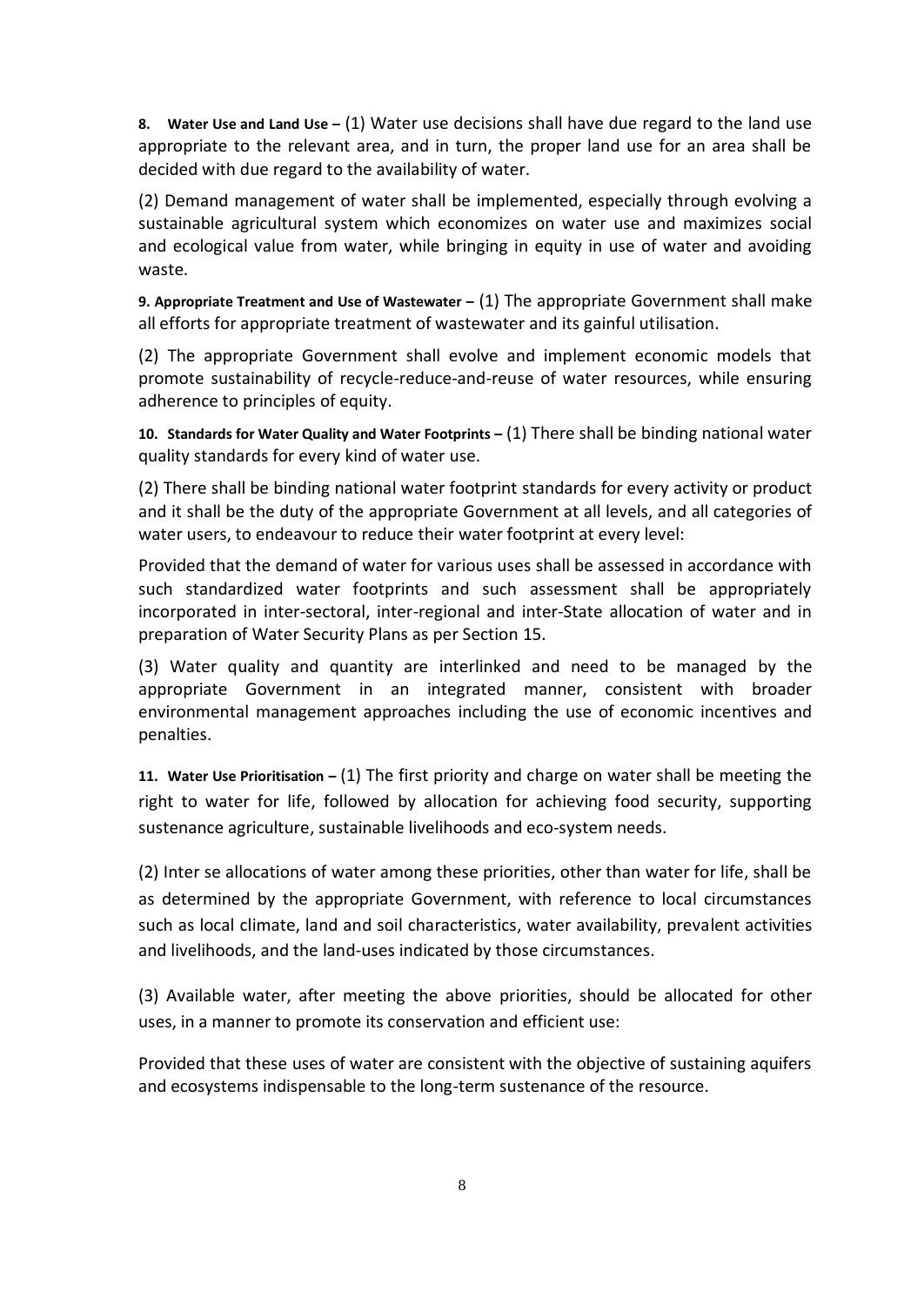**8. Water Use and Land Use –** (1) Water use decisions shall have due regard to the land use appropriate to the relevant area, and in turn, the proper land use for an area shall be decided with due regard to the availability of water.

(2) Demand management of water shall be implemented, especially through evolving a sustainable agricultural system which economizes on water use and maximizes social and ecological value from water, while bringing in equity in use of water and avoiding waste.

**9. Appropriate Treatment and Use of Wastewater –** (1) The appropriate Government shall make all efforts for appropriate treatment of wastewater and its gainful utilisation.

(2) The appropriate Government shall evolve and implement economic models that promote sustainability of recycle-reduce-and-reuse of water resources, while ensuring adherence to principles of equity.

**10. Standards for Water Quality and Water Footprints –** (1) There shall be binding national water quality standards for every kind of water use.

(2) There shall be binding national water footprint standards for every activity or product and it shall be the duty of the appropriate Government at all levels, and all categories of water users, to endeavour to reduce their water footprint at every level:

Provided that the demand of water for various uses shall be assessed in accordance with such standardized water footprints and such assessment shall be appropriately incorporated in inter-sectoral, inter-regional and inter-State allocation of water and in preparation of Water Security Plans as per Section 15.

(3) Water quality and quantity are interlinked and need to be managed by the appropriate Government in an integrated manner, consistent with broader environmental management approaches including the use of economic incentives and penalties.

**11. Water Use Prioritisation –** (1) The first priority and charge on water shall be meeting the right to water for life, followed by allocation for achieving food security, supporting sustenance agriculture, sustainable livelihoods and eco-system needs.

(2) Inter se allocations of water among these priorities, other than water for life, shall be as determined by the appropriate Government, with reference to local circumstances such as local climate, land and soil characteristics, water availability, prevalent activities and livelihoods, and the land-uses indicated by those circumstances.

(3) Available water, after meeting the above priorities, should be allocated for other uses, in a manner to promote its conservation and efficient use:

Provided that these uses of water are consistent with the objective of sustaining aquifers and ecosystems indispensable to the long-term sustenance of the resource.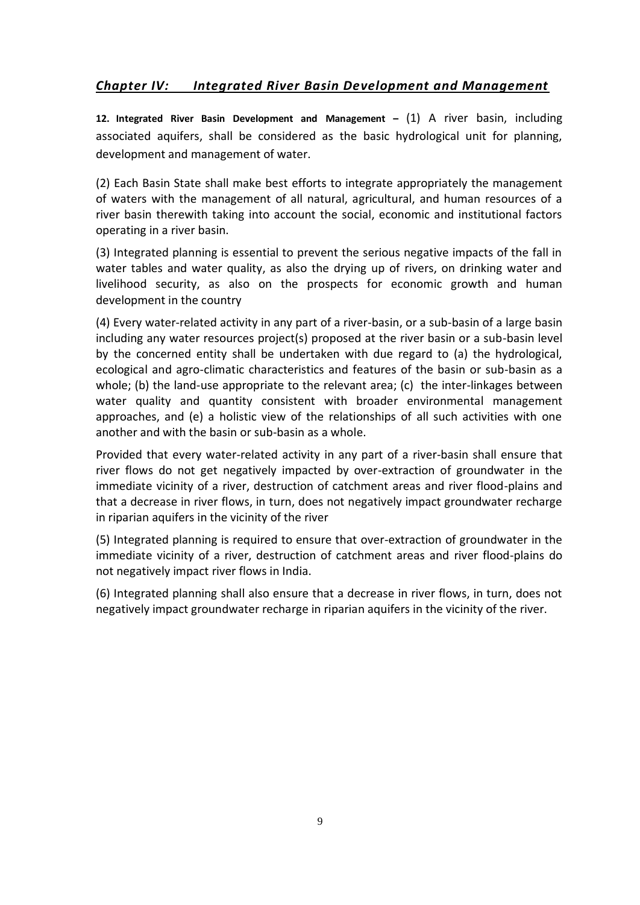## *Chapter IV: Integrated River Basin Development and Management*

**12. Integrated River Basin Development and Management –** (1) A river basin, including associated aquifers, shall be considered as the basic hydrological unit for planning, development and management of water.

(2) Each Basin State shall make best efforts to integrate appropriately the management of waters with the management of all natural, agricultural, and human resources of a river basin therewith taking into account the social, economic and institutional factors operating in a river basin.

(3) Integrated planning is essential to prevent the serious negative impacts of the fall in water tables and water quality, as also the drying up of rivers, on drinking water and livelihood security, as also on the prospects for economic growth and human development in the country

(4) Every water-related activity in any part of a river-basin, or a sub-basin of a large basin including any water resources project(s) proposed at the river basin or a sub-basin level by the concerned entity shall be undertaken with due regard to (a) the hydrological, ecological and agro-climatic characteristics and features of the basin or sub-basin as a whole; (b) the land-use appropriate to the relevant area; (c) the inter-linkages between water quality and quantity consistent with broader environmental management approaches, and (e) a holistic view of the relationships of all such activities with one another and with the basin or sub-basin as a whole.

Provided that every water-related activity in any part of a river-basin shall ensure that river flows do not get negatively impacted by over-extraction of groundwater in the immediate vicinity of a river, destruction of catchment areas and river flood-plains and that a decrease in river flows, in turn, does not negatively impact groundwater recharge in riparian aquifers in the vicinity of the river

(5) Integrated planning is required to ensure that over-extraction of groundwater in the immediate vicinity of a river, destruction of catchment areas and river flood-plains do not negatively impact river flows in India.

(6) Integrated planning shall also ensure that a decrease in river flows, in turn, does not negatively impact groundwater recharge in riparian aquifers in the vicinity of the river.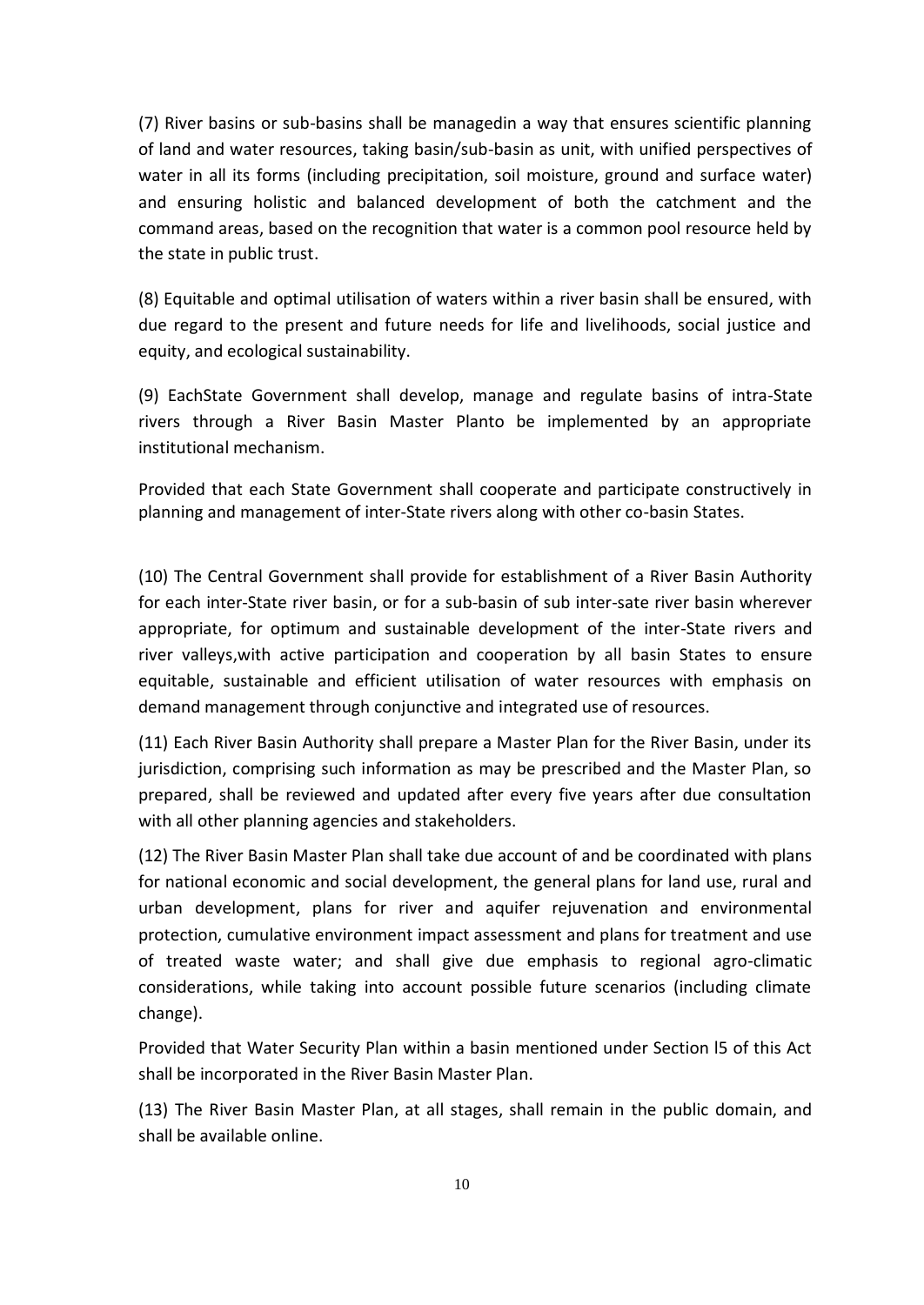(7) River basins or sub-basins shall be managedin a way that ensures scientific planning of land and water resources, taking basin/sub-basin as unit, with unified perspectives of water in all its forms (including precipitation, soil moisture, ground and surface water) and ensuring holistic and balanced development of both the catchment and the command areas, based on the recognition that water is a common pool resource held by the state in public trust.

(8) Equitable and optimal utilisation of waters within a river basin shall be ensured, with due regard to the present and future needs for life and livelihoods, social justice and equity, and ecological sustainability.

(9) EachState Government shall develop, manage and regulate basins of intra-State rivers through a River Basin Master Planto be implemented by an appropriate institutional mechanism.

Provided that each State Government shall cooperate and participate constructively in planning and management of inter-State rivers along with other co-basin States.

(10) The Central Government shall provide for establishment of a River Basin Authority for each inter-State river basin, or for a sub-basin of sub inter-sate river basin wherever appropriate, for optimum and sustainable development of the inter-State rivers and river valleys,with active participation and cooperation by all basin States to ensure equitable, sustainable and efficient utilisation of water resources with emphasis on demand management through conjunctive and integrated use of resources.

(11) Each River Basin Authority shall prepare a Master Plan for the River Basin, under its jurisdiction, comprising such information as may be prescribed and the Master Plan, so prepared, shall be reviewed and updated after every five years after due consultation with all other planning agencies and stakeholders.

(12) The River Basin Master Plan shall take due account of and be coordinated with plans for national economic and social development, the general plans for land use, rural and urban development, plans for river and aquifer rejuvenation and environmental protection, cumulative environment impact assessment and plans for treatment and use of treated waste water; and shall give due emphasis to regional agro-climatic considerations, while taking into account possible future scenarios (including climate change).

Provided that Water Security Plan within a basin mentioned under Section l5 of this Act shall be incorporated in the River Basin Master Plan.

(13) The River Basin Master Plan, at all stages, shall remain in the public domain, and shall be available online.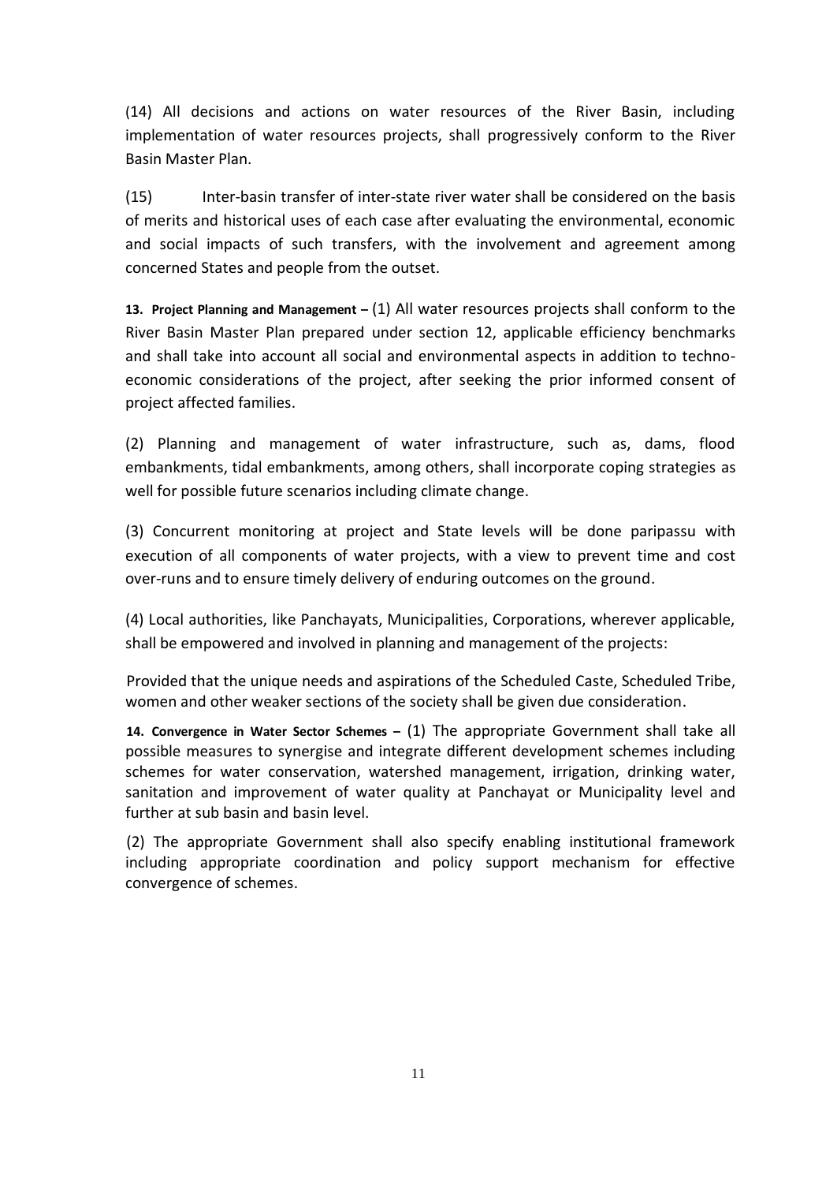(14) All decisions and actions on water resources of the River Basin, including implementation of water resources projects, shall progressively conform to the River Basin Master Plan.

(15) Inter-basin transfer of inter-state river water shall be considered on the basis of merits and historical uses of each case after evaluating the environmental, economic and social impacts of such transfers, with the involvement and agreement among concerned States and people from the outset.

**13. Project Planning and Management –** (1) All water resources projects shall conform to the River Basin Master Plan prepared under section 12, applicable efficiency benchmarks and shall take into account all social and environmental aspects in addition to techno-economic considerations of the project, after seeking the prior informed consent of project affected families.

(2) Planning and management of water infrastructure, such as, dams, flood embankments, tidal embankments, among others, shall incorporate coping strategies as well for possible future scenarios including climate change.

(3) Concurrent monitoring at project and State levels will be done paripassu with execution of all components of water projects, with a view to prevent time and cost over-runs and to ensure timely delivery of enduring outcomes on the ground.

(4) Local authorities, like Panchayats, Municipalities, Corporations, wherever applicable, shall be empowered and involved in planning and management of the projects:

Provided that the unique needs and aspirations of the Scheduled Caste, Scheduled Tribe, women and other weaker sections of the society shall be given due consideration.

**14. Convergence in Water Sector Schemes –** (1) The appropriate Government shall take all possible measures to synergise and integrate different development schemes including schemes for water conservation, watershed management, irrigation, drinking water, sanitation and improvement of water quality at Panchayat or Municipality level and further at sub basin and basin level.

(2) The appropriate Government shall also specify enabling institutional framework including appropriate coordination and policy support mechanism for effective convergence of schemes.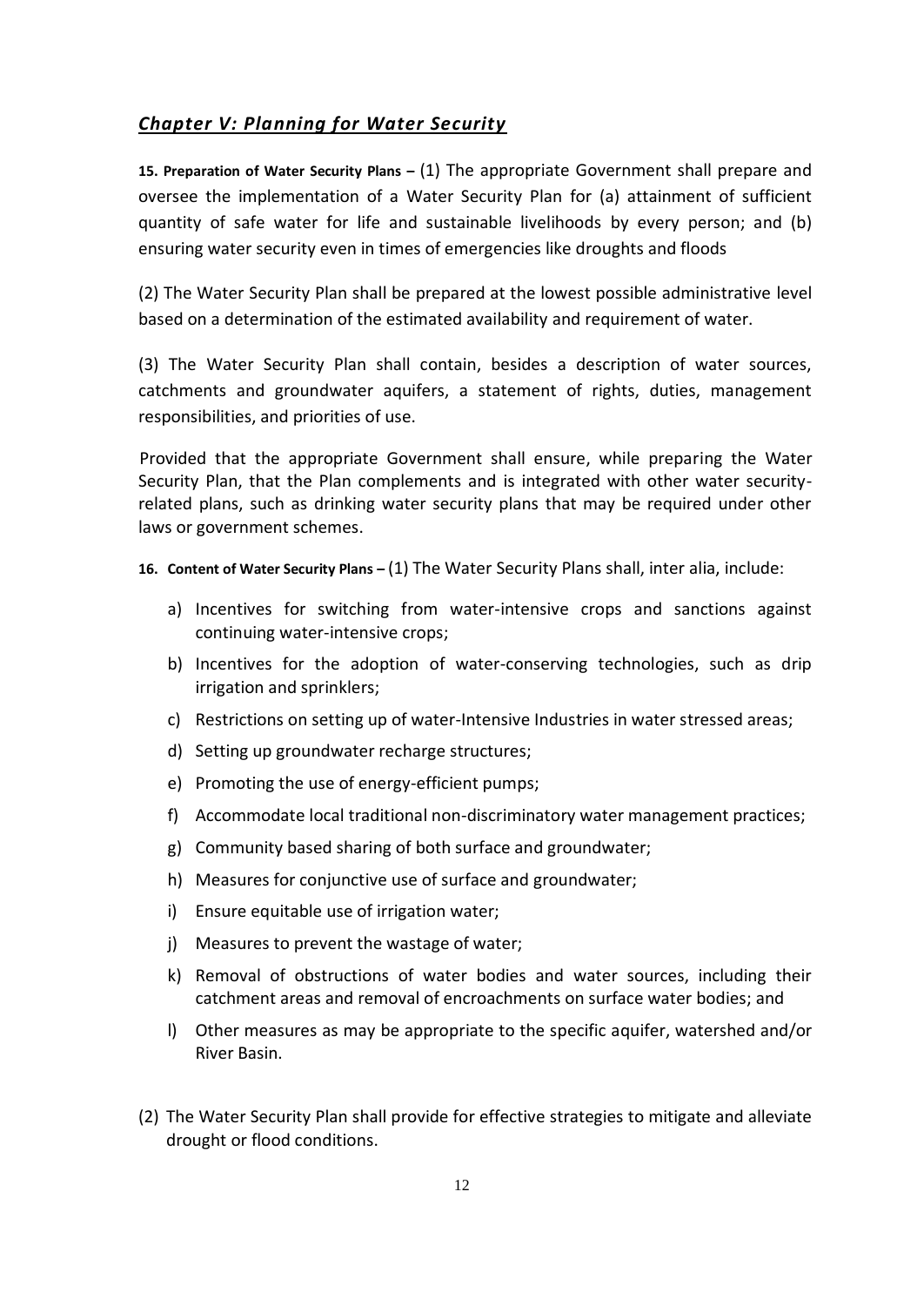## ***Chapter V: Planning for Water Security***

**15. Preparation of Water Security Plans –** (1) The appropriate Government shall prepare and oversee the implementation of a Water Security Plan for (a) attainment of sufficient quantity of safe water for life and sustainable livelihoods by every person; and (b) ensuring water security even in times of emergencies like droughts and floods

(2) The Water Security Plan shall be prepared at the lowest possible administrative level based on a determination of the estimated availability and requirement of water.

(3) The Water Security Plan shall contain, besides a description of water sources, catchments and groundwater aquifers, a statement of rights, duties, management responsibilities, and priorities of use.

Provided that the appropriate Government shall ensure, while preparing the Water Security Plan, that the Plan complements and is integrated with other water security-related plans, such as drinking water security plans that may be required under other laws or government schemes.

**16. Content of Water Security Plans –** (1) The Water Security Plans shall, inter alia, include:

a) Incentives for switching from water-intensive crops and sanctions against continuing water-intensive crops;

b) Incentives for the adoption of water-conserving technologies, such as drip irrigation and sprinklers;

c) Restrictions on setting up of water-Intensive Industries in water stressed areas;

d) Setting up groundwater recharge structures;

e) Promoting the use of energy-efficient pumps;

f) Accommodate local traditional non-discriminatory water management practices;

g) Community based sharing of both surface and groundwater;

h) Measures for conjunctive use of surface and groundwater;

i) Ensure equitable use of irrigation water;

j) Measures to prevent the wastage of water;

k) Removal of obstructions of water bodies and water sources, including their catchment areas and removal of encroachments on surface water bodies; and

l) Other measures as may be appropriate to the specific aquifer, watershed and/or River Basin.

(2) The Water Security Plan shall provide for effective strategies to mitigate and alleviate drought or flood conditions.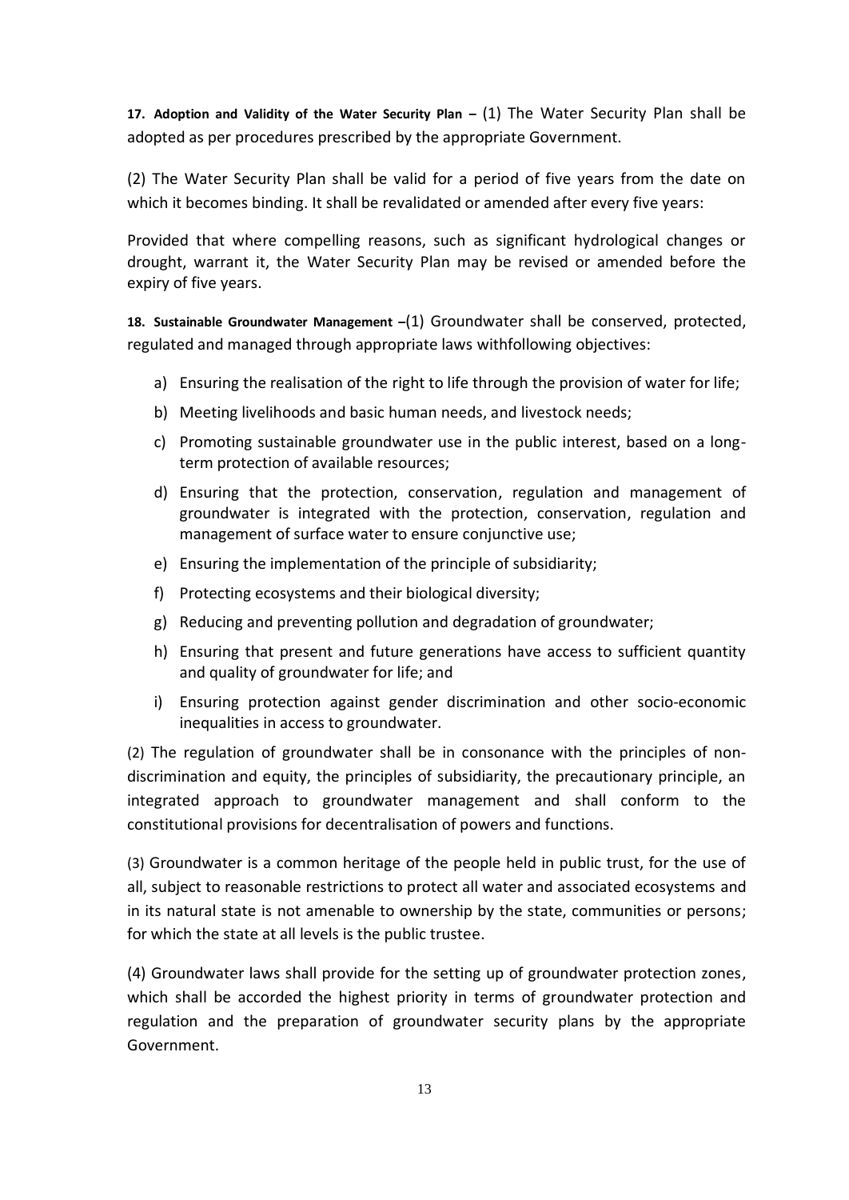**17. Adoption and Validity of the Water Security Plan –** (1) The Water Security Plan shall be adopted as per procedures prescribed by the appropriate Government.

(2) The Water Security Plan shall be valid for a period of five years from the date on which it becomes binding. It shall be revalidated or amended after every five years:

Provided that where compelling reasons, such as significant hydrological changes or drought, warrant it, the Water Security Plan may be revised or amended before the expiry of five years.

**18. Sustainable Groundwater Management –**(1) Groundwater shall be conserved, protected, regulated and managed through appropriate laws withfollowing objectives:

a) Ensuring the realisation of the right to life through the provision of water for life;
b) Meeting livelihoods and basic human needs, and livestock needs;
c) Promoting sustainable groundwater use in the public interest, based on a long-term protection of available resources;
d) Ensuring that the protection, conservation, regulation and management of groundwater is integrated with the protection, conservation, regulation and management of surface water to ensure conjunctive use;
e) Ensuring the implementation of the principle of subsidiarity;
f) Protecting ecosystems and their biological diversity;
g) Reducing and preventing pollution and degradation of groundwater;
h) Ensuring that present and future generations have access to sufficient quantity and quality of groundwater for life; and
i) Ensuring protection against gender discrimination and other socio-economic inequalities in access to groundwater.

(2) The regulation of groundwater shall be in consonance with the principles of non-discrimination and equity, the principles of subsidiarity, the precautionary principle, an integrated approach to groundwater management and shall conform to the constitutional provisions for decentralisation of powers and functions.

(3) Groundwater is a common heritage of the people held in public trust, for the use of all, subject to reasonable restrictions to protect all water and associated ecosystems and in its natural state is not amenable to ownership by the state, communities or persons; for which the state at all levels is the public trustee.

(4) Groundwater laws shall provide for the setting up of groundwater protection zones, which shall be accorded the highest priority in terms of groundwater protection and regulation and the preparation of groundwater security plans by the appropriate Government.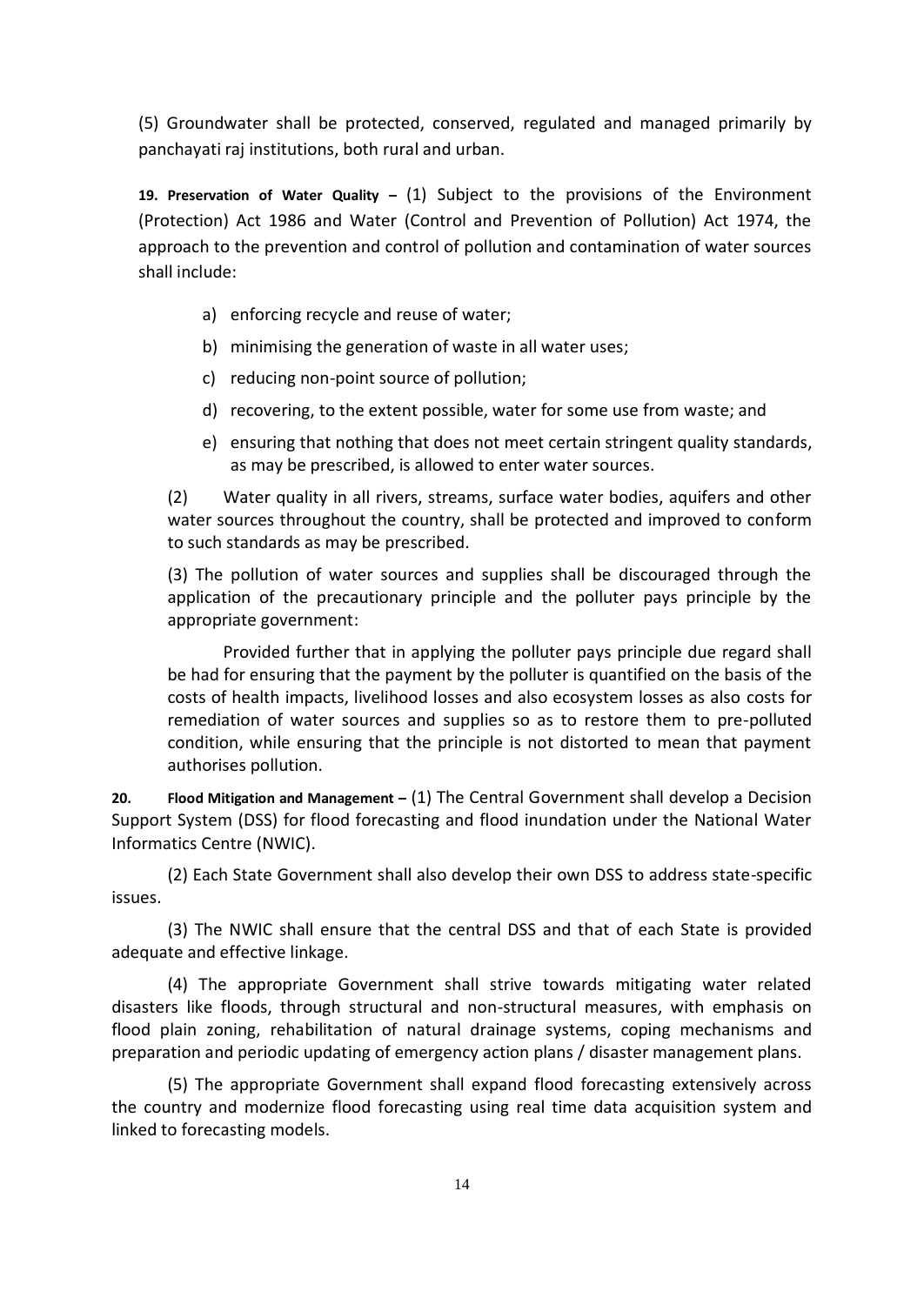(5) Groundwater shall be protected, conserved, regulated and managed primarily by panchayati raj institutions, both rural and urban.

**19. Preservation of Water Quality –** (1) Subject to the provisions of the Environment (Protection) Act 1986 and Water (Control and Prevention of Pollution) Act 1974, the approach to the prevention and control of pollution and contamination of water sources shall include:

a) enforcing recycle and reuse of water;

b) minimising the generation of waste in all water uses;

c) reducing non-point source of pollution;

d) recovering, to the extent possible, water for some use from waste; and

e) ensuring that nothing that does not meet certain stringent quality standards, as may be prescribed, is allowed to enter water sources.

(2) Water quality in all rivers, streams, surface water bodies, aquifers and other water sources throughout the country, shall be protected and improved to conform to such standards as may be prescribed.

(3) The pollution of water sources and supplies shall be discouraged through the application of the precautionary principle and the polluter pays principle by the appropriate government:

Provided further that in applying the polluter pays principle due regard shall be had for ensuring that the payment by the polluter is quantified on the basis of the costs of health impacts, livelihood losses and also ecosystem losses as also costs for remediation of water sources and supplies so as to restore them to pre-polluted condition, while ensuring that the principle is not distorted to mean that payment authorises pollution.

**20. Flood Mitigation and Management –** (1) The Central Government shall develop a Decision Support System (DSS) for flood forecasting and flood inundation under the National Water Informatics Centre (NWIC).

(2) Each State Government shall also develop their own DSS to address state-specific issues.

(3) The NWIC shall ensure that the central DSS and that of each State is provided adequate and effective linkage.

(4) The appropriate Government shall strive towards mitigating water related disasters like floods, through structural and non-structural measures, with emphasis on flood plain zoning, rehabilitation of natural drainage systems, coping mechanisms and preparation and periodic updating of emergency action plans / disaster management plans.

(5) The appropriate Government shall expand flood forecasting extensively across the country and modernize flood forecasting using real time data acquisition system and linked to forecasting models.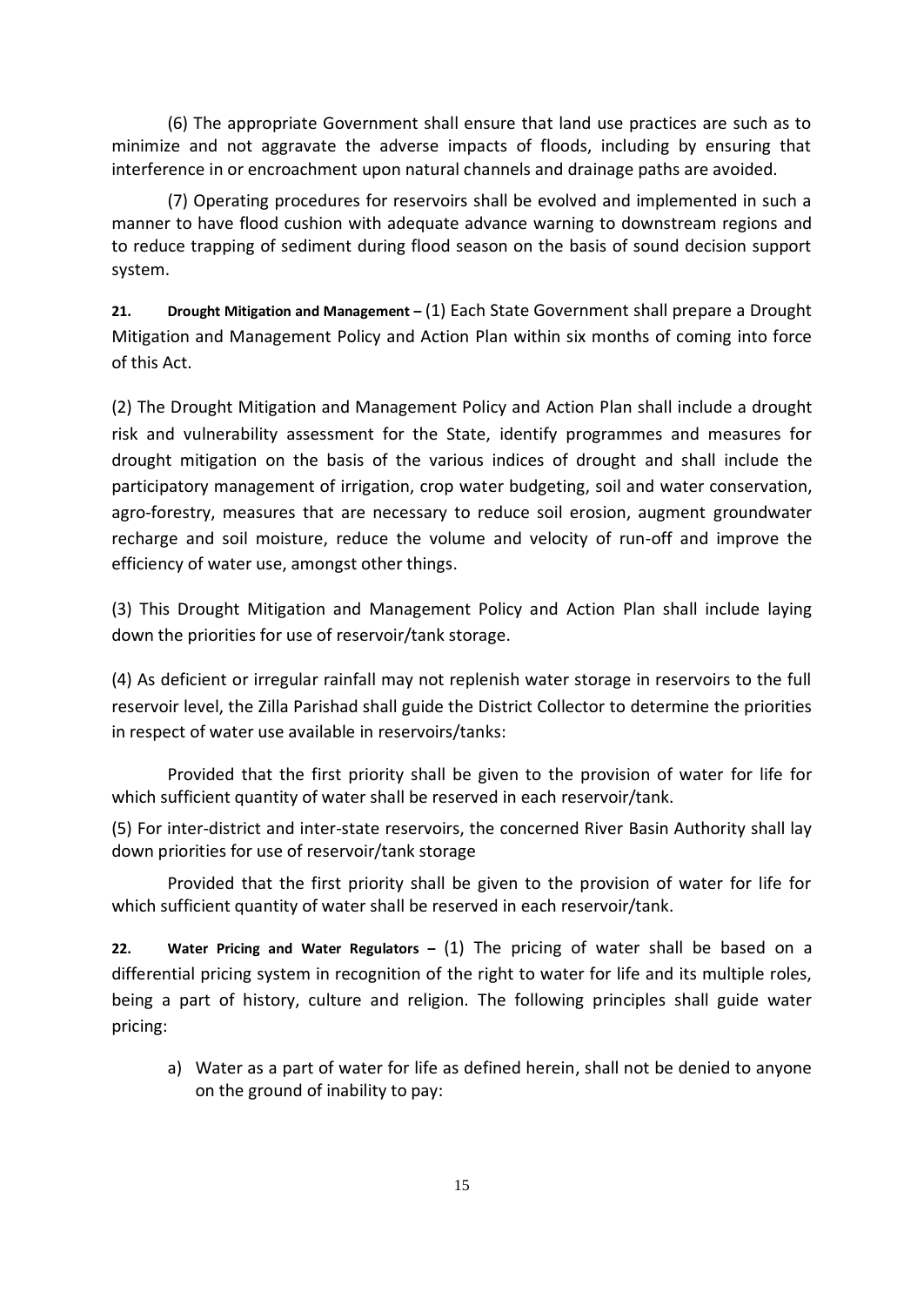(6) The appropriate Government shall ensure that land use practices are such as to minimize and not aggravate the adverse impacts of floods, including by ensuring that interference in or encroachment upon natural channels and drainage paths are avoided.

(7) Operating procedures for reservoirs shall be evolved and implemented in such a manner to have flood cushion with adequate advance warning to downstream regions and to reduce trapping of sediment during flood season on the basis of sound decision support system.

**21. Drought Mitigation and Management –** (1) Each State Government shall prepare a Drought Mitigation and Management Policy and Action Plan within six months of coming into force of this Act.

(2) The Drought Mitigation and Management Policy and Action Plan shall include a drought risk and vulnerability assessment for the State, identify programmes and measures for drought mitigation on the basis of the various indices of drought and shall include the participatory management of irrigation, crop water budgeting, soil and water conservation, agro-forestry, measures that are necessary to reduce soil erosion, augment groundwater recharge and soil moisture, reduce the volume and velocity of run-off and improve the efficiency of water use, amongst other things.

(3) This Drought Mitigation and Management Policy and Action Plan shall include laying down the priorities for use of reservoir/tank storage.

(4) As deficient or irregular rainfall may not replenish water storage in reservoirs to the full reservoir level, the Zilla Parishad shall guide the District Collector to determine the priorities in respect of water use available in reservoirs/tanks:

Provided that the first priority shall be given to the provision of water for life for which sufficient quantity of water shall be reserved in each reservoir/tank.

(5) For inter-district and inter-state reservoirs, the concerned River Basin Authority shall lay down priorities for use of reservoir/tank storage

Provided that the first priority shall be given to the provision of water for life for which sufficient quantity of water shall be reserved in each reservoir/tank.

**22. Water Pricing and Water Regulators –** (1) The pricing of water shall be based on a differential pricing system in recognition of the right to water for life and its multiple roles, being a part of history, culture and religion. The following principles shall guide water pricing:

a) Water as a part of water for life as defined herein, shall not be denied to anyone on the ground of inability to pay: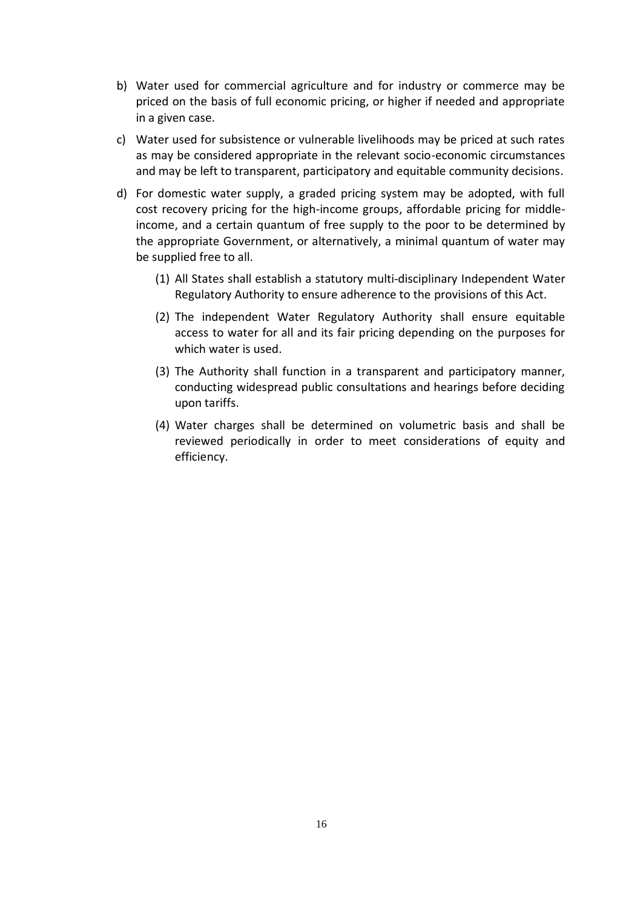b) Water used for commercial agriculture and for industry or commerce may be priced on the basis of full economic pricing, or higher if needed and appropriate in a given case.

c) Water used for subsistence or vulnerable livelihoods may be priced at such rates as may be considered appropriate in the relevant socio-economic circumstances and may be left to transparent, participatory and equitable community decisions.

d) For domestic water supply, a graded pricing system may be adopted, with full cost recovery pricing for the high-income groups, affordable pricing for middle-income, and a certain quantum of free supply to the poor to be determined by the appropriate Government, or alternatively, a minimal quantum of water may be supplied free to all.

   (1) All States shall establish a statutory multi-disciplinary Independent Water Regulatory Authority to ensure adherence to the provisions of this Act.

   (2) The independent Water Regulatory Authority shall ensure equitable access to water for all and its fair pricing depending on the purposes for which water is used.

   (3) The Authority shall function in a transparent and participatory manner, conducting widespread public consultations and hearings before deciding upon tariffs.

   (4) Water charges shall be determined on volumetric basis and shall be reviewed periodically in order to meet considerations of equity and efficiency.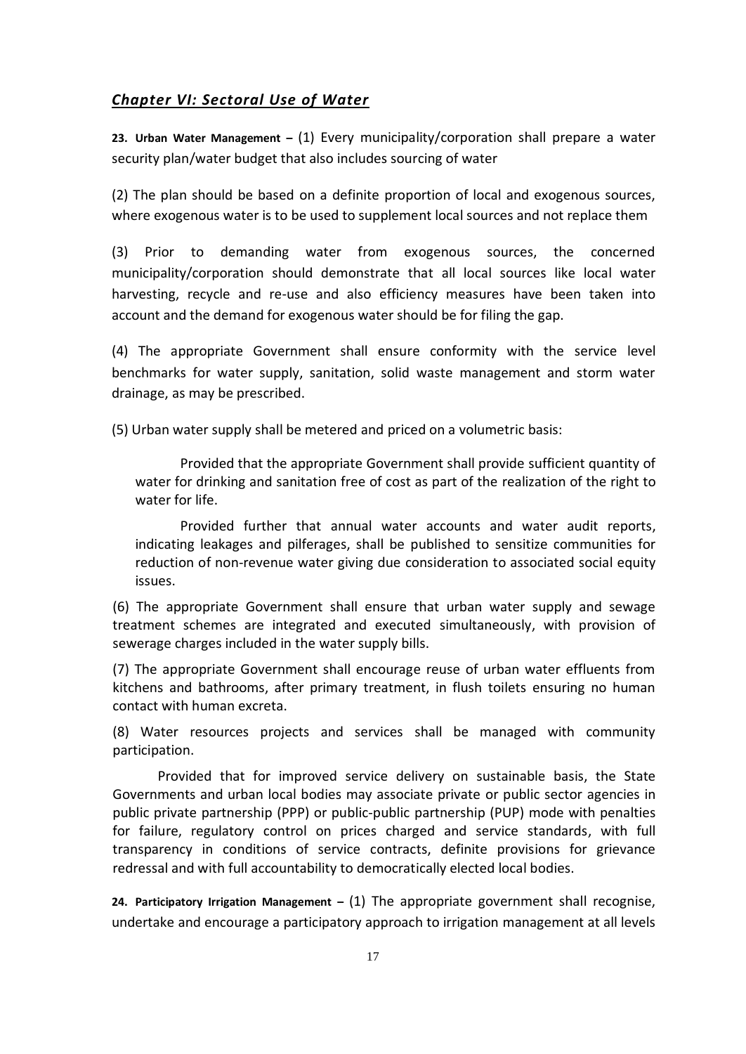## ***Chapter VI: Sectoral Use of Water***

**23. Urban Water Management –** (1) Every municipality/corporation shall prepare a water security plan/water budget that also includes sourcing of water

(2) The plan should be based on a definite proportion of local and exogenous sources, where exogenous water is to be used to supplement local sources and not replace them

(3) Prior to demanding water from exogenous sources, the concerned municipality/corporation should demonstrate that all local sources like local water harvesting, recycle and re-use and also efficiency measures have been taken into account and the demand for exogenous water should be for filing the gap.

(4) The appropriate Government shall ensure conformity with the service level benchmarks for water supply, sanitation, solid waste management and storm water drainage, as may be prescribed.

(5) Urban water supply shall be metered and priced on a volumetric basis:

Provided that the appropriate Government shall provide sufficient quantity of water for drinking and sanitation free of cost as part of the realization of the right to water for life.

Provided further that annual water accounts and water audit reports, indicating leakages and pilferages, shall be published to sensitize communities for reduction of non-revenue water giving due consideration to associated social equity issues.

(6) The appropriate Government shall ensure that urban water supply and sewage treatment schemes are integrated and executed simultaneously, with provision of sewerage charges included in the water supply bills.

(7) The appropriate Government shall encourage reuse of urban water effluents from kitchens and bathrooms, after primary treatment, in flush toilets ensuring no human contact with human excreta.

(8) Water resources projects and services shall be managed with community participation.

Provided that for improved service delivery on sustainable basis, the State Governments and urban local bodies may associate private or public sector agencies in public private partnership (PPP) or public-public partnership (PUP) mode with penalties for failure, regulatory control on prices charged and service standards, with full transparency in conditions of service contracts, definite provisions for grievance redressal and with full accountability to democratically elected local bodies.

**24. Participatory Irrigation Management –** (1) The appropriate government shall recognise, undertake and encourage a participatory approach to irrigation management at all levels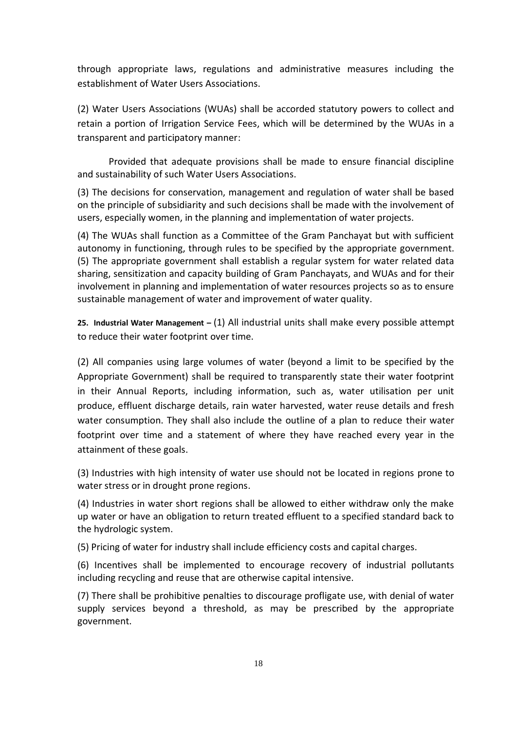through appropriate laws, regulations and administrative measures including the establishment of Water Users Associations.

(2) Water Users Associations (WUAs) shall be accorded statutory powers to collect and retain a portion of Irrigation Service Fees, which will be determined by the WUAs in a transparent and participatory manner:

Provided that adequate provisions shall be made to ensure financial discipline and sustainability of such Water Users Associations.

(3) The decisions for conservation, management and regulation of water shall be based on the principle of subsidiarity and such decisions shall be made with the involvement of users, especially women, in the planning and implementation of water projects.

(4) The WUAs shall function as a Committee of the Gram Panchayat but with sufficient autonomy in functioning, through rules to be specified by the appropriate government.

(5) The appropriate government shall establish a regular system for water related data sharing, sensitization and capacity building of Gram Panchayats, and WUAs and for their involvement in planning and implementation of water resources projects so as to ensure sustainable management of water and improvement of water quality.

**25. Industrial Water Management –** (1) All industrial units shall make every possible attempt to reduce their water footprint over time.

(2) All companies using large volumes of water (beyond a limit to be specified by the Appropriate Government) shall be required to transparently state their water footprint in their Annual Reports, including information, such as, water utilisation per unit produce, effluent discharge details, rain water harvested, water reuse details and fresh water consumption. They shall also include the outline of a plan to reduce their water footprint over time and a statement of where they have reached every year in the attainment of these goals.

(3) Industries with high intensity of water use should not be located in regions prone to water stress or in drought prone regions.

(4) Industries in water short regions shall be allowed to either withdraw only the make up water or have an obligation to return treated effluent to a specified standard back to the hydrologic system.

(5) Pricing of water for industry shall include efficiency costs and capital charges.

(6) Incentives shall be implemented to encourage recovery of industrial pollutants including recycling and reuse that are otherwise capital intensive.

(7) There shall be prohibitive penalties to discourage profligate use, with denial of water supply services beyond a threshold, as may be prescribed by the appropriate government.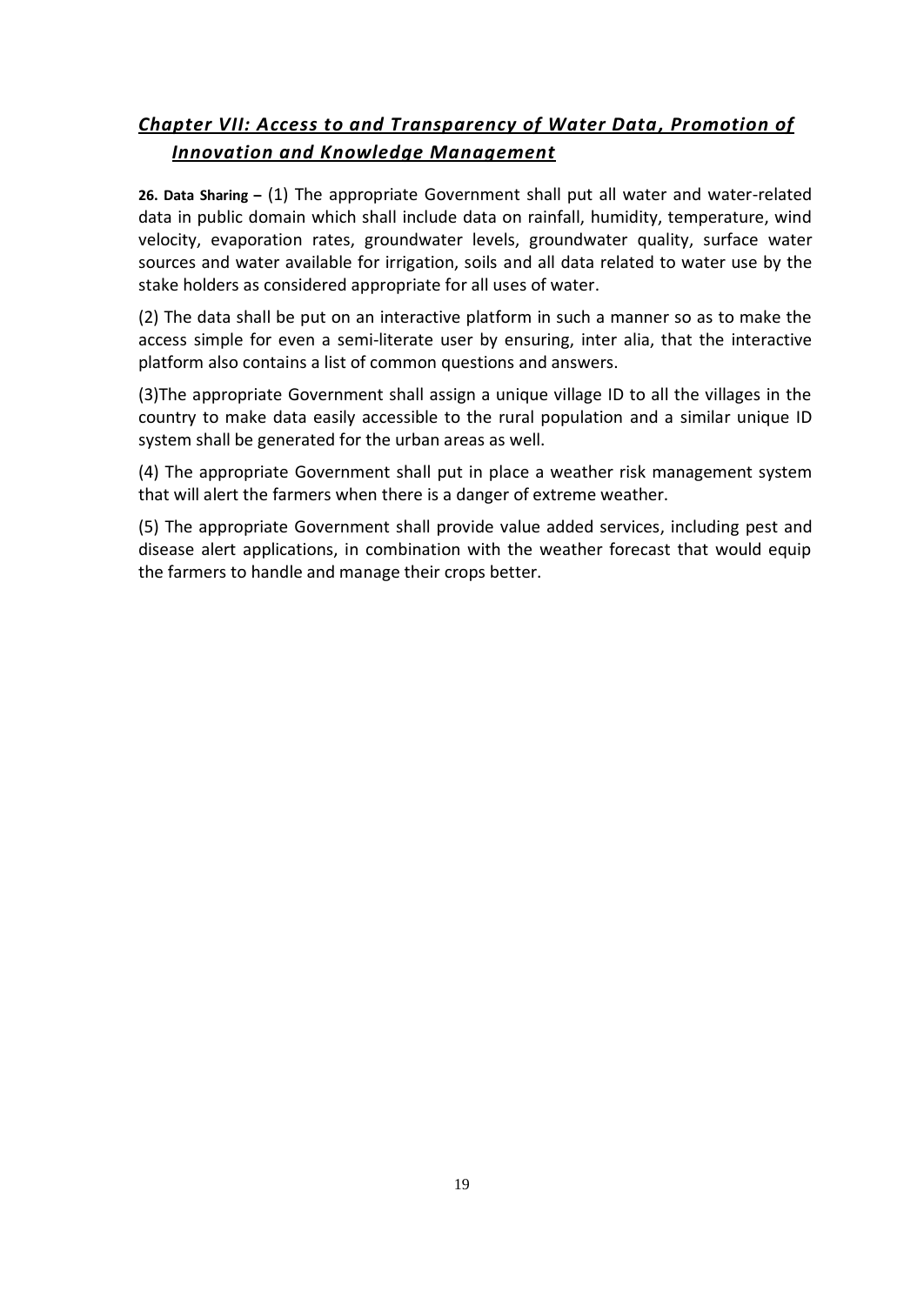## ***Chapter VII: Access to and Transparency of Water Data, Promotion of Innovation and Knowledge Management***

**26. Data Sharing –** (1) The appropriate Government shall put all water and water-related data in public domain which shall include data on rainfall, humidity, temperature, wind velocity, evaporation rates, groundwater levels, groundwater quality, surface water sources and water available for irrigation, soils and all data related to water use by the stake holders as considered appropriate for all uses of water.

(2) The data shall be put on an interactive platform in such a manner so as to make the access simple for even a semi-literate user by ensuring, inter alia, that the interactive platform also contains a list of common questions and answers.

(3)The appropriate Government shall assign a unique village ID to all the villages in the country to make data easily accessible to the rural population and a similar unique ID system shall be generated for the urban areas as well.

(4) The appropriate Government shall put in place a weather risk management system that will alert the farmers when there is a danger of extreme weather.

(5) The appropriate Government shall provide value added services, including pest and disease alert applications, in combination with the weather forecast that would equip the farmers to handle and manage their crops better.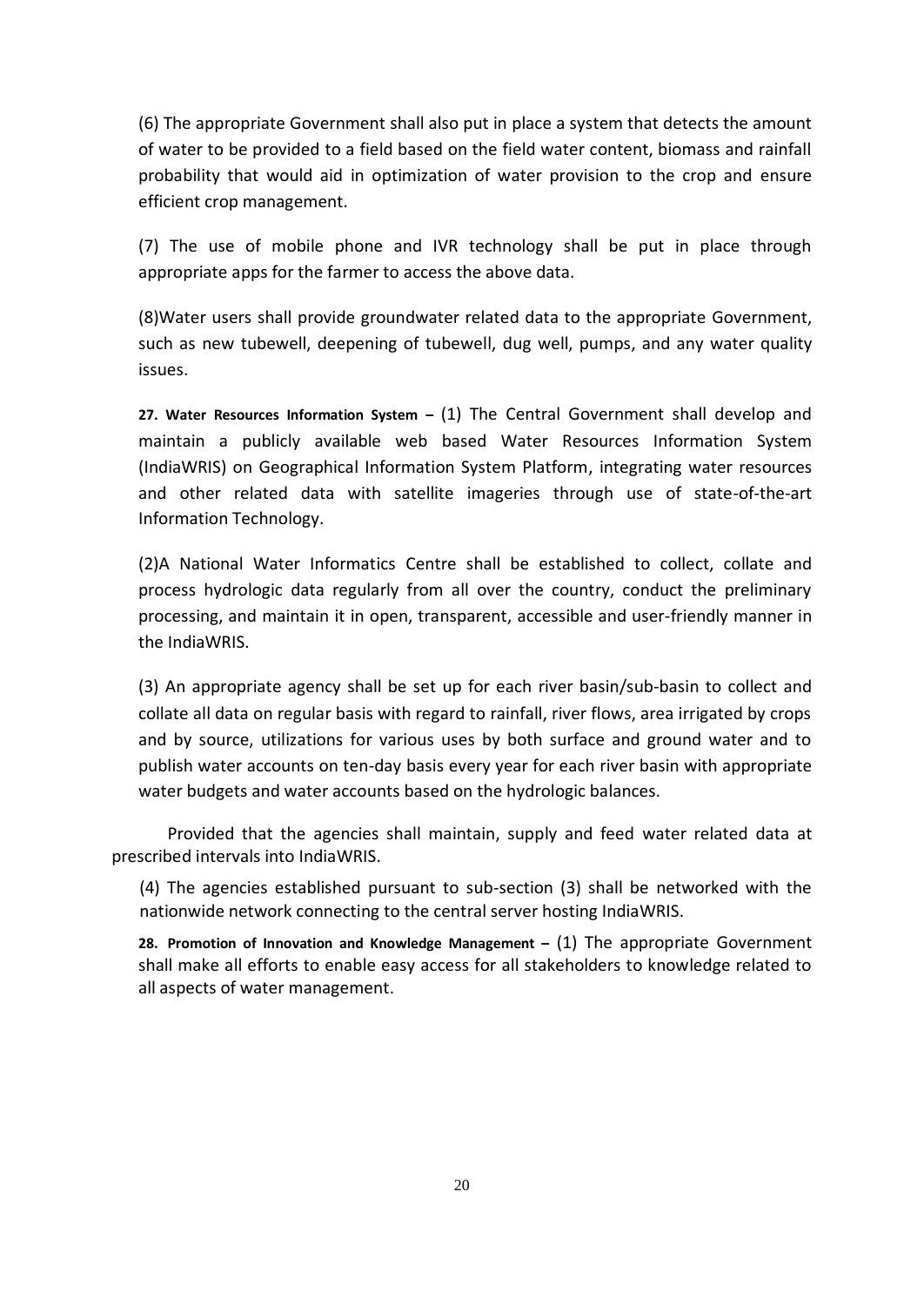(6) The appropriate Government shall also put in place a system that detects the amount of water to be provided to a field based on the field water content, biomass and rainfall probability that would aid in optimization of water provision to the crop and ensure efficient crop management.

(7) The use of mobile phone and IVR technology shall be put in place through appropriate apps for the farmer to access the above data.

(8)Water users shall provide groundwater related data to the appropriate Government, such as new tubewell, deepening of tubewell, dug well, pumps, and any water quality issues.

**27. Water Resources Information System –** (1) The Central Government shall develop and maintain a publicly available web based Water Resources Information System (IndiaWRIS) on Geographical Information System Platform, integrating water resources and other related data with satellite imageries through use of state-of-the-art Information Technology.

(2)A National Water Informatics Centre shall be established to collect, collate and process hydrologic data regularly from all over the country, conduct the preliminary processing, and maintain it in open, transparent, accessible and user-friendly manner in the IndiaWRIS.

(3) An appropriate agency shall be set up for each river basin/sub-basin to collect and collate all data on regular basis with regard to rainfall, river flows, area irrigated by crops and by source, utilizations for various uses by both surface and ground water and to publish water accounts on ten-day basis every year for each river basin with appropriate water budgets and water accounts based on the hydrologic balances.

Provided that the agencies shall maintain, supply and feed water related data at prescribed intervals into IndiaWRIS.

(4) The agencies established pursuant to sub-section (3) shall be networked with the nationwide network connecting to the central server hosting IndiaWRIS.

**28. Promotion of Innovation and Knowledge Management –** (1) The appropriate Government shall make all efforts to enable easy access for all stakeholders to knowledge related to all aspects of water management.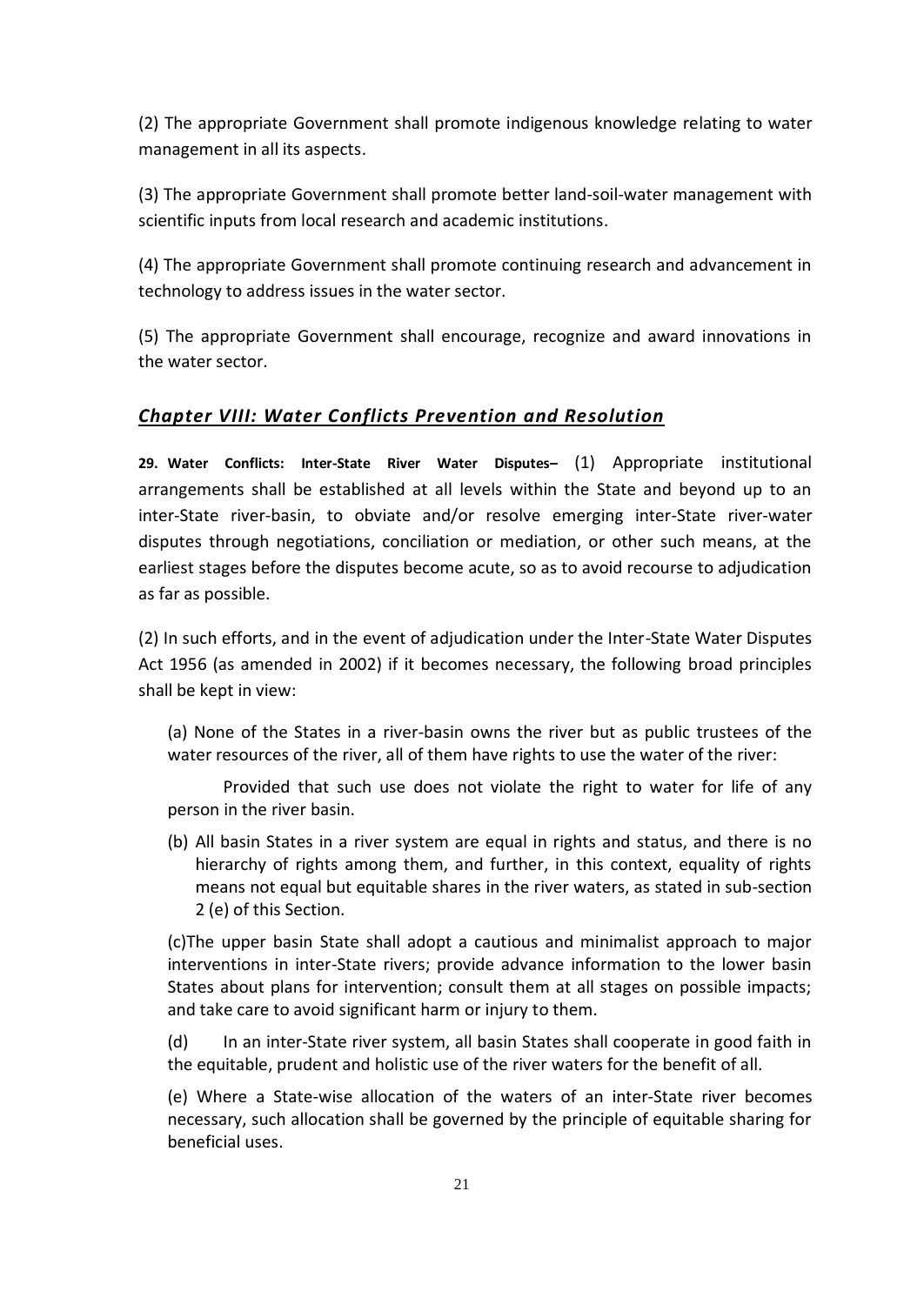(2) The appropriate Government shall promote indigenous knowledge relating to water management in all its aspects.

(3) The appropriate Government shall promote better land-soil-water management with scientific inputs from local research and academic institutions.

(4) The appropriate Government shall promote continuing research and advancement in technology to address issues in the water sector.

(5) The appropriate Government shall encourage, recognize and award innovations in the water sector.

## ***Chapter VIII: Water Conflicts Prevention and Resolution***

**29. Water Conflicts: Inter-State River Water Disputes–** (1) Appropriate institutional arrangements shall be established at all levels within the State and beyond up to an inter-State river-basin, to obviate and/or resolve emerging inter-State river-water disputes through negotiations, conciliation or mediation, or other such means, at the earliest stages before the disputes become acute, so as to avoid recourse to adjudication as far as possible.

(2) In such efforts, and in the event of adjudication under the Inter-State Water Disputes Act 1956 (as amended in 2002) if it becomes necessary, the following broad principles shall be kept in view:

(a) None of the States in a river-basin owns the river but as public trustees of the water resources of the river, all of them have rights to use the water of the river:

Provided that such use does not violate the right to water for life of any person in the river basin.

(b) All basin States in a river system are equal in rights and status, and there is no hierarchy of rights among them, and further, in this context, equality of rights means not equal but equitable shares in the river waters, as stated in sub-section 2 (e) of this Section.

(c)The upper basin State shall adopt a cautious and minimalist approach to major interventions in inter-State rivers; provide advance information to the lower basin States about plans for intervention; consult them at all stages on possible impacts; and take care to avoid significant harm or injury to them.

(d) In an inter-State river system, all basin States shall cooperate in good faith in the equitable, prudent and holistic use of the river waters for the benefit of all.

(e) Where a State-wise allocation of the waters of an inter-State river becomes necessary, such allocation shall be governed by the principle of equitable sharing for beneficial uses.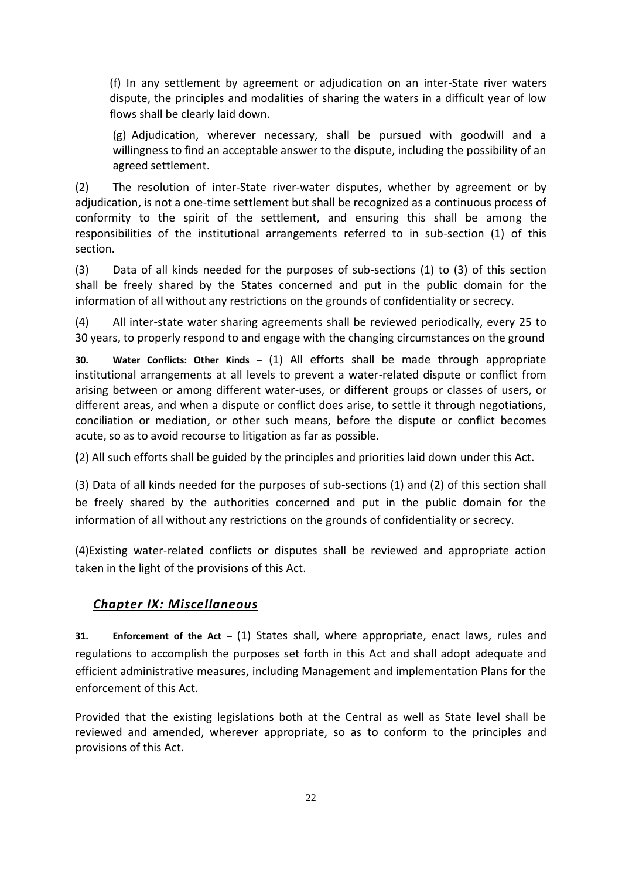(f) In any settlement by agreement or adjudication on an inter-State river waters dispute, the principles and modalities of sharing the waters in a difficult year of low flows shall be clearly laid down.

(g) Adjudication, wherever necessary, shall be pursued with goodwill and a willingness to find an acceptable answer to the dispute, including the possibility of an agreed settlement.

(2) The resolution of inter-State river-water disputes, whether by agreement or by adjudication, is not a one-time settlement but shall be recognized as a continuous process of conformity to the spirit of the settlement, and ensuring this shall be among the responsibilities of the institutional arrangements referred to in sub-section (1) of this section.

(3) Data of all kinds needed for the purposes of sub-sections (1) to (3) of this section shall be freely shared by the States concerned and put in the public domain for the information of all without any restrictions on the grounds of confidentiality or secrecy.

(4) All inter-state water sharing agreements shall be reviewed periodically, every 25 to 30 years, to properly respond to and engage with the changing circumstances on the ground

**30. Water Conflicts: Other Kinds –** (1) All efforts shall be made through appropriate institutional arrangements at all levels to prevent a water-related dispute or conflict from arising between or among different water-uses, or different groups or classes of users, or different areas, and when a dispute or conflict does arise, to settle it through negotiations, conciliation or mediation, or other such means, before the dispute or conflict becomes acute, so as to avoid recourse to litigation as far as possible.

(2) All such efforts shall be guided by the principles and priorities laid down under this Act.

(3) Data of all kinds needed for the purposes of sub-sections (1) and (2) of this section shall be freely shared by the authorities concerned and put in the public domain for the information of all without any restrictions on the grounds of confidentiality or secrecy.

(4)Existing water-related conflicts or disputes shall be reviewed and appropriate action taken in the light of the provisions of this Act.

## ***Chapter IX: Miscellaneous***

**31. Enforcement of the Act –** (1) States shall, where appropriate, enact laws, rules and regulations to accomplish the purposes set forth in this Act and shall adopt adequate and efficient administrative measures, including Management and implementation Plans for the enforcement of this Act.

Provided that the existing legislations both at the Central as well as State level shall be reviewed and amended, wherever appropriate, so as to conform to the principles and provisions of this Act.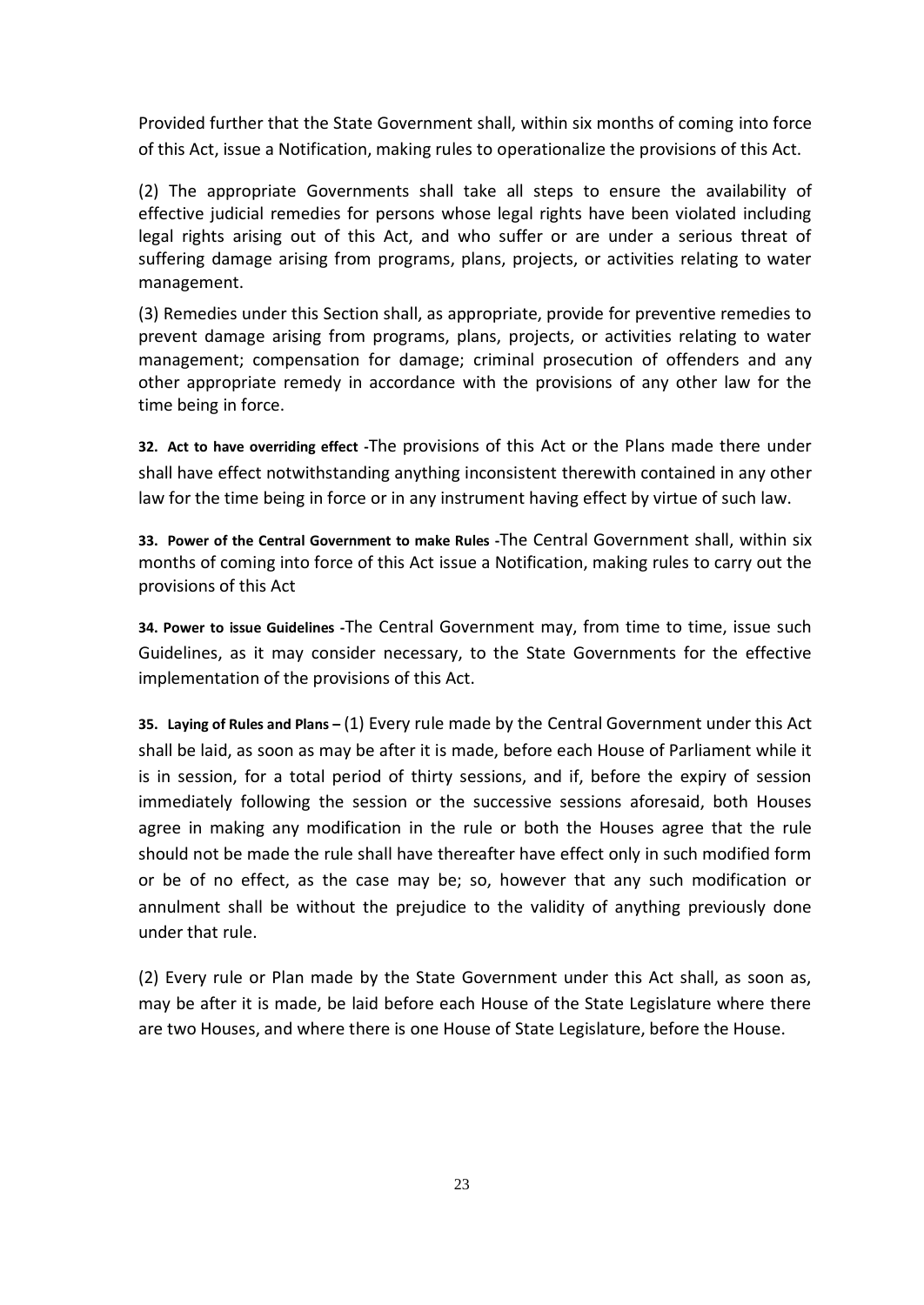Provided further that the State Government shall, within six months of coming into force of this Act, issue a Notification, making rules to operationalize the provisions of this Act.

(2) The appropriate Governments shall take all steps to ensure the availability of effective judicial remedies for persons whose legal rights have been violated including legal rights arising out of this Act, and who suffer or are under a serious threat of suffering damage arising from programs, plans, projects, or activities relating to water management.

(3) Remedies under this Section shall, as appropriate, provide for preventive remedies to prevent damage arising from programs, plans, projects, or activities relating to water management; compensation for damage; criminal prosecution of offenders and any other appropriate remedy in accordance with the provisions of any other law for the time being in force.

**32. Act to have overriding effect** -The provisions of this Act or the Plans made there under shall have effect notwithstanding anything inconsistent therewith contained in any other law for the time being in force or in any instrument having effect by virtue of such law.

**33. Power of the Central Government to make Rules** -The Central Government shall, within six months of coming into force of this Act issue a Notification, making rules to carry out the provisions of this Act

**34. Power to issue Guidelines** -The Central Government may, from time to time, issue such Guidelines, as it may consider necessary, to the State Governments for the effective implementation of the provisions of this Act.

**35. Laying of Rules and Plans –** (1) Every rule made by the Central Government under this Act shall be laid, as soon as may be after it is made, before each House of Parliament while it is in session, for a total period of thirty sessions, and if, before the expiry of session immediately following the session or the successive sessions aforesaid, both Houses agree in making any modification in the rule or both the Houses agree that the rule should not be made the rule shall have thereafter have effect only in such modified form or be of no effect, as the case may be; so, however that any such modification or annulment shall be without the prejudice to the validity of anything previously done under that rule.

(2) Every rule or Plan made by the State Government under this Act shall, as soon as, may be after it is made, be laid before each House of the State Legislature where there are two Houses, and where there is one House of State Legislature, before the House.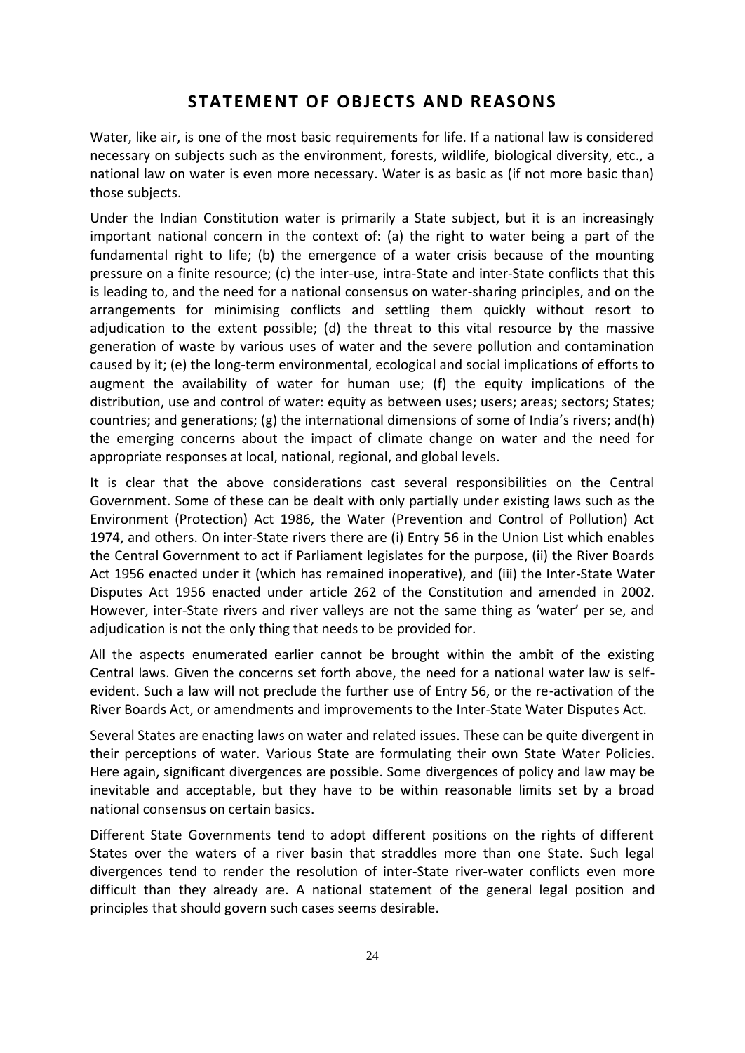## STATEMENT OF OBJECTS AND REASONS

Water, like air, is one of the most basic requirements for life. If a national law is considered necessary on subjects such as the environment, forests, wildlife, biological diversity, etc., a national law on water is even more necessary. Water is as basic as (if not more basic than) those subjects.

Under the Indian Constitution water is primarily a State subject, but it is an increasingly important national concern in the context of: (a) the right to water being a part of the fundamental right to life; (b) the emergence of a water crisis because of the mounting pressure on a finite resource; (c) the inter-use, intra-State and inter-State conflicts that this is leading to, and the need for a national consensus on water-sharing principles, and on the arrangements for minimising conflicts and settling them quickly without resort to adjudication to the extent possible; (d) the threat to this vital resource by the massive generation of waste by various uses of water and the severe pollution and contamination caused by it; (e) the long-term environmental, ecological and social implications of efforts to augment the availability of water for human use; (f) the equity implications of the distribution, use and control of water: equity as between uses; users; areas; sectors; States; countries; and generations; (g) the international dimensions of some of India's rivers; and(h) the emerging concerns about the impact of climate change on water and the need for appropriate responses at local, national, regional, and global levels.

It is clear that the above considerations cast several responsibilities on the Central Government. Some of these can be dealt with only partially under existing laws such as the Environment (Protection) Act 1986, the Water (Prevention and Control of Pollution) Act 1974, and others. On inter-State rivers there are (i) Entry 56 in the Union List which enables the Central Government to act if Parliament legislates for the purpose, (ii) the River Boards Act 1956 enacted under it (which has remained inoperative), and (iii) the Inter-State Water Disputes Act 1956 enacted under article 262 of the Constitution and amended in 2002. However, inter-State rivers and river valleys are not the same thing as 'water' per se, and adjudication is not the only thing that needs to be provided for.

All the aspects enumerated earlier cannot be brought within the ambit of the existing Central laws. Given the concerns set forth above, the need for a national water law is self-evident. Such a law will not preclude the further use of Entry 56, or the re-activation of the River Boards Act, or amendments and improvements to the Inter-State Water Disputes Act.

Several States are enacting laws on water and related issues. These can be quite divergent in their perceptions of water. Various State are formulating their own State Water Policies. Here again, significant divergences are possible. Some divergences of policy and law may be inevitable and acceptable, but they have to be within reasonable limits set by a broad national consensus on certain basics.

Different State Governments tend to adopt different positions on the rights of different States over the waters of a river basin that straddles more than one State. Such legal divergences tend to render the resolution of inter-State river-water conflicts even more difficult than they already are. A national statement of the general legal position and principles that should govern such cases seems desirable.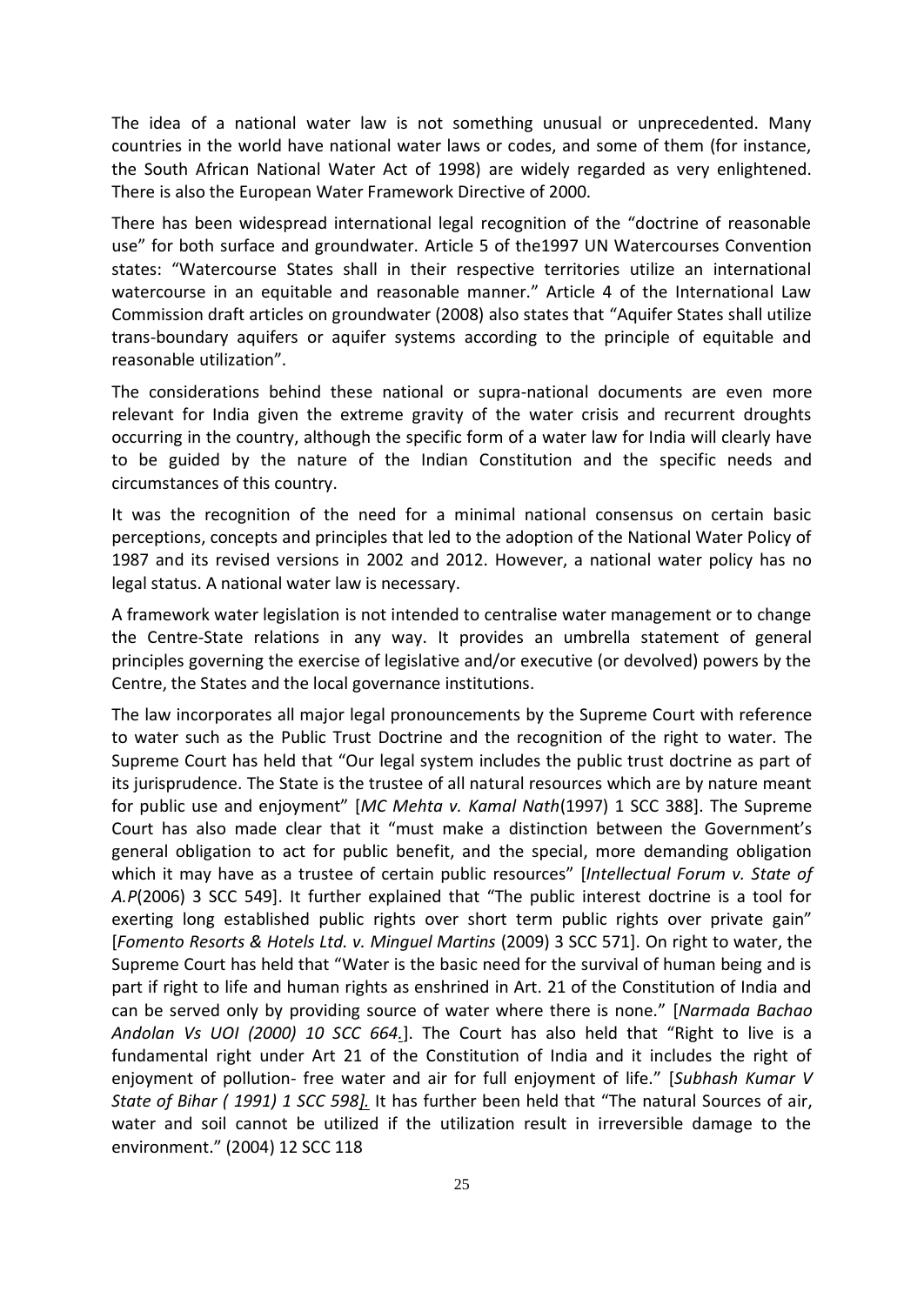The idea of a national water law is not something unusual or unprecedented. Many countries in the world have national water laws or codes, and some of them (for instance, the South African National Water Act of 1998) are widely regarded as very enlightened. There is also the European Water Framework Directive of 2000.

There has been widespread international legal recognition of the "doctrine of reasonable use" for both surface and groundwater. Article 5 of the1997 UN Watercourses Convention states: "Watercourse States shall in their respective territories utilize an international watercourse in an equitable and reasonable manner." Article 4 of the International Law Commission draft articles on groundwater (2008) also states that "Aquifer States shall utilize trans-boundary aquifers or aquifer systems according to the principle of equitable and reasonable utilization".

The considerations behind these national or supra-national documents are even more relevant for India given the extreme gravity of the water crisis and recurrent droughts occurring in the country, although the specific form of a water law for India will clearly have to be guided by the nature of the Indian Constitution and the specific needs and circumstances of this country.

It was the recognition of the need for a minimal national consensus on certain basic perceptions, concepts and principles that led to the adoption of the National Water Policy of 1987 and its revised versions in 2002 and 2012. However, a national water policy has no legal status. A national water law is necessary.

A framework water legislation is not intended to centralise water management or to change the Centre-State relations in any way. It provides an umbrella statement of general principles governing the exercise of legislative and/or executive (or devolved) powers by the Centre, the States and the local governance institutions.

The law incorporates all major legal pronouncements by the Supreme Court with reference to water such as the Public Trust Doctrine and the recognition of the right to water. The Supreme Court has held that "Our legal system includes the public trust doctrine as part of its jurisprudence. The State is the trustee of all natural resources which are by nature meant for public use and enjoyment" [*MC Mehta v. Kamal Nath*(1997) 1 SCC 388]. The Supreme Court has also made clear that it "must make a distinction between the Government's general obligation to act for public benefit, and the special, more demanding obligation which it may have as a trustee of certain public resources" [*Intellectual Forum v. State of A.P*(2006) 3 SCC 549]. It further explained that "The public interest doctrine is a tool for exerting long established public rights over short term public rights over private gain" [*Fomento Resorts & Hotels Ltd. v. Minguel Martins* (2009) 3 SCC 571]. On right to water, the Supreme Court has held that "Water is the basic need for the survival of human being and is part if right to life and human rights as enshrined in Art. 21 of the Constitution of India and can be served only by providing source of water where there is none." [*Narmada Bachao Andolan Vs UOI (2000) 10 SCC 664.*]. The Court has also held that "Right to live is a fundamental right under Art 21 of the Constitution of India and it includes the right of enjoyment of pollution- free water and air for full enjoyment of life." [*Subhash Kumar V State of Bihar ( 1991) 1 SCC 598].* It has further been held that "The natural Sources of air, water and soil cannot be utilized if the utilization result in irreversible damage to the environment." (2004) 12 SCC 118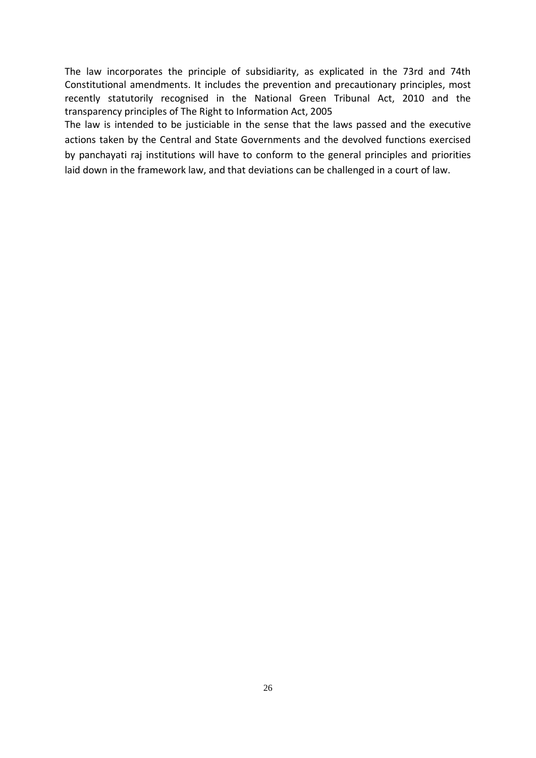The law incorporates the principle of subsidiarity, as explicated in the 73rd and 74th Constitutional amendments. It includes the prevention and precautionary principles, most recently statutorily recognised in the National Green Tribunal Act, 2010 and the transparency principles of The Right to Information Act, 2005

The law is intended to be justiciable in the sense that the laws passed and the executive actions taken by the Central and State Governments and the devolved functions exercised by panchayati raj institutions will have to conform to the general principles and priorities laid down in the framework law, and that deviations can be challenged in a court of law.